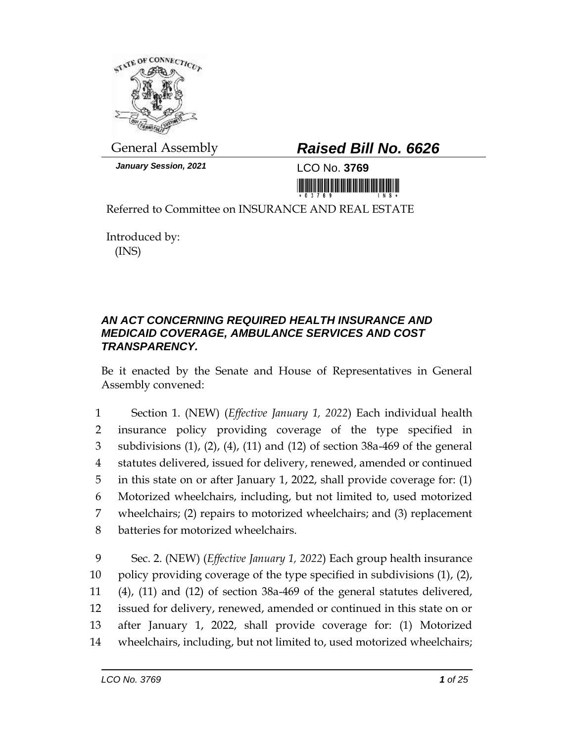General Assembly

*January Session, 2021*

## *Raised Bill No. 6626*

LCO No. **3769**

Referred to Committee on INSURANCE AND REAL ESTATE

Introduced by:
(INS)

### *AN ACT CONCERNING REQUIRED HEALTH INSURANCE AND MEDICAID COVERAGE, AMBULANCE SERVICES AND COST TRANSPARENCY.*

Be it enacted by the Senate and House of Representatives in General Assembly convened:

1 Section 1. (NEW) (*Effective January 1, 2022*) Each individual health
2 insurance policy providing coverage of the type specified in
3 subdivisions (1), (2), (4), (11) and (12) of section 38a-469 of the general
4 statutes delivered, issued for delivery, renewed, amended or continued
5 in this state on or after January 1, 2022, shall provide coverage for: (1)
6 Motorized wheelchairs, including, but not limited to, used motorized
7 wheelchairs; (2) repairs to motorized wheelchairs; and (3) replacement
8 batteries for motorized wheelchairs.

9 Sec. 2. (NEW) (*Effective January 1, 2022*) Each group health insurance
10 policy providing coverage of the type specified in subdivisions (1), (2),
11 (4), (11) and (12) of section 38a-469 of the general statutes delivered,
12 issued for delivery, renewed, amended or continued in this state on or
13 after January 1, 2022, shall provide coverage for: (1) Motorized
14 wheelchairs, including, but not limited to, used motorized wheelchairs;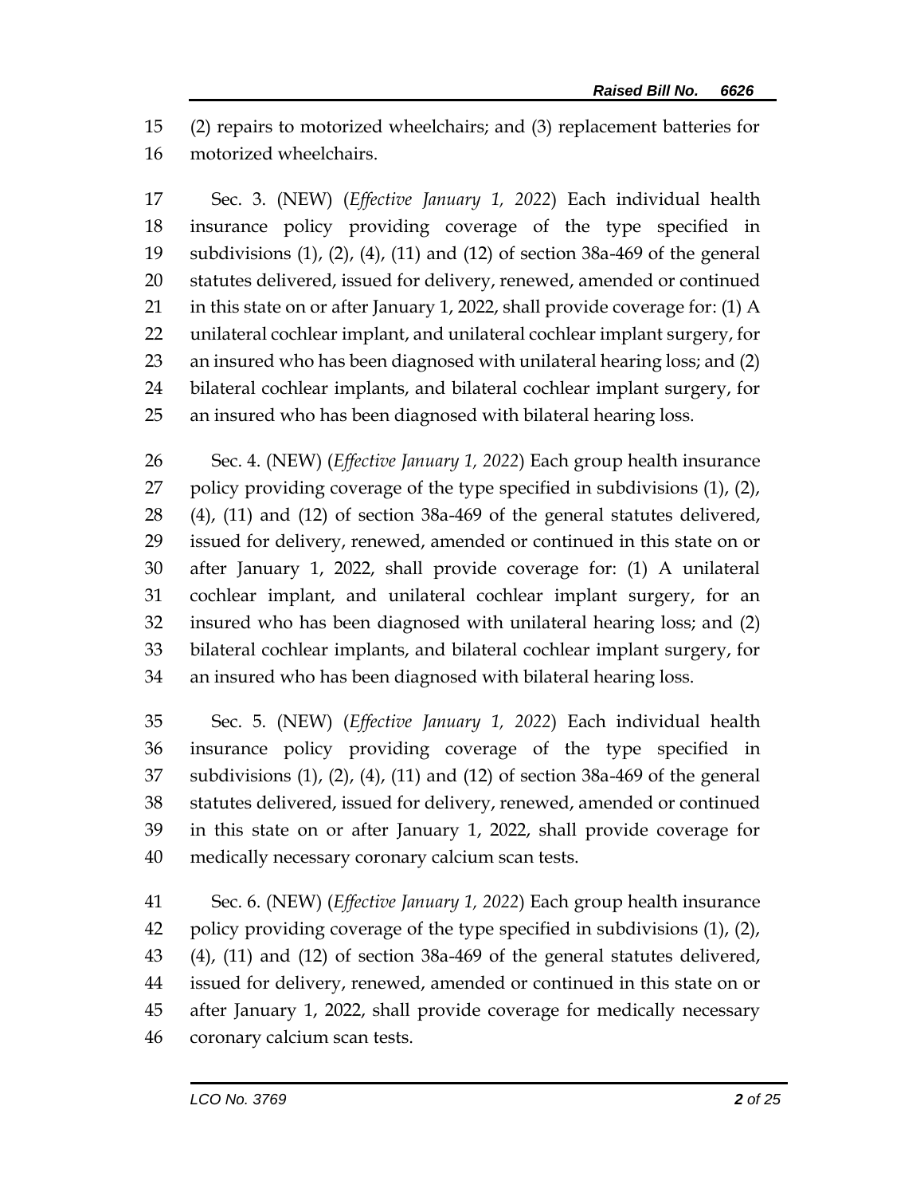(2) repairs to motorized wheelchairs; and (3) replacement batteries for motorized wheelchairs.

Sec. 3. (NEW) (*Effective January 1, 2022*) Each individual health insurance policy providing coverage of the type specified in subdivisions (1), (2), (4), (11) and (12) of section 38a-469 of the general statutes delivered, issued for delivery, renewed, amended or continued in this state on or after January 1, 2022, shall provide coverage for: (1) A unilateral cochlear implant, and unilateral cochlear implant surgery, for an insured who has been diagnosed with unilateral hearing loss; and (2) bilateral cochlear implants, and bilateral cochlear implant surgery, for an insured who has been diagnosed with bilateral hearing loss.

Sec. 4. (NEW) (*Effective January 1, 2022*) Each group health insurance policy providing coverage of the type specified in subdivisions (1), (2), (4), (11) and (12) of section 38a-469 of the general statutes delivered, issued for delivery, renewed, amended or continued in this state on or after January 1, 2022, shall provide coverage for: (1) A unilateral cochlear implant, and unilateral cochlear implant surgery, for an insured who has been diagnosed with unilateral hearing loss; and (2) bilateral cochlear implants, and bilateral cochlear implant surgery, for an insured who has been diagnosed with bilateral hearing loss.

Sec. 5. (NEW) (*Effective January 1, 2022*) Each individual health insurance policy providing coverage of the type specified in subdivisions (1), (2), (4), (11) and (12) of section 38a-469 of the general statutes delivered, issued for delivery, renewed, amended or continued in this state on or after January 1, 2022, shall provide coverage for medically necessary coronary calcium scan tests.

Sec. 6. (NEW) (*Effective January 1, 2022*) Each group health insurance policy providing coverage of the type specified in subdivisions (1), (2), (4), (11) and (12) of section 38a-469 of the general statutes delivered, issued for delivery, renewed, amended or continued in this state on or after January 1, 2022, shall provide coverage for medically necessary coronary calcium scan tests.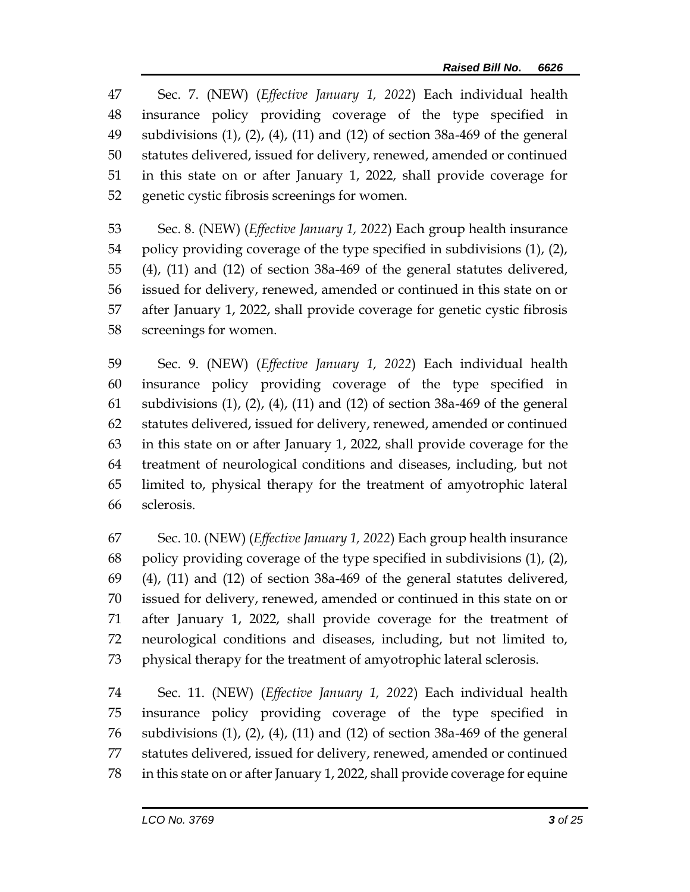Sec. 7. (NEW) (*Effective January 1, 2022*) Each individual health insurance policy providing coverage of the type specified in subdivisions (1), (2), (4), (11) and (12) of section 38a-469 of the general statutes delivered, issued for delivery, renewed, amended or continued in this state on or after January 1, 2022, shall provide coverage for genetic cystic fibrosis screenings for women.

Sec. 8. (NEW) (*Effective January 1, 2022*) Each group health insurance policy providing coverage of the type specified in subdivisions (1), (2), (4), (11) and (12) of section 38a-469 of the general statutes delivered, issued for delivery, renewed, amended or continued in this state on or after January 1, 2022, shall provide coverage for genetic cystic fibrosis screenings for women.

Sec. 9. (NEW) (*Effective January 1, 2022*) Each individual health insurance policy providing coverage of the type specified in subdivisions (1), (2), (4), (11) and (12) of section 38a-469 of the general statutes delivered, issued for delivery, renewed, amended or continued in this state on or after January 1, 2022, shall provide coverage for the treatment of neurological conditions and diseases, including, but not limited to, physical therapy for the treatment of amyotrophic lateral sclerosis.

Sec. 10. (NEW) (*Effective January 1, 2022*) Each group health insurance policy providing coverage of the type specified in subdivisions (1), (2), (4), (11) and (12) of section 38a-469 of the general statutes delivered, issued for delivery, renewed, amended or continued in this state on or after January 1, 2022, shall provide coverage for the treatment of neurological conditions and diseases, including, but not limited to, physical therapy for the treatment of amyotrophic lateral sclerosis.

Sec. 11. (NEW) (*Effective January 1, 2022*) Each individual health insurance policy providing coverage of the type specified in subdivisions (1), (2), (4), (11) and (12) of section 38a-469 of the general statutes delivered, issued for delivery, renewed, amended or continued in this state on or after January 1, 2022, shall provide coverage for equine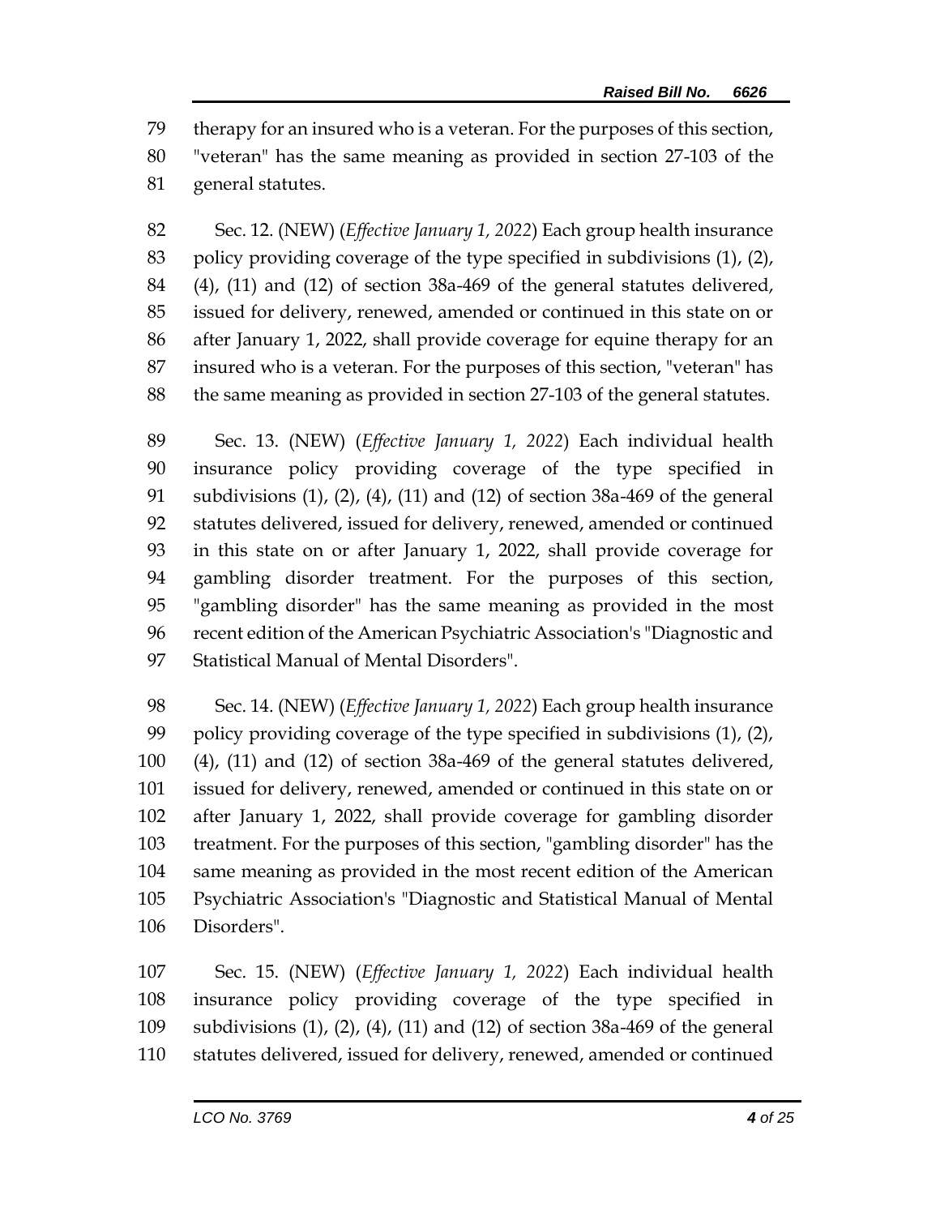therapy for an insured who is a veteran. For the purposes of this section, "veteran" has the same meaning as provided in section 27-103 of the general statutes.

Sec. 12. (NEW) (*Effective January 1, 2022*) Each group health insurance policy providing coverage of the type specified in subdivisions (1), (2), (4), (11) and (12) of section 38a-469 of the general statutes delivered, issued for delivery, renewed, amended or continued in this state on or after January 1, 2022, shall provide coverage for equine therapy for an insured who is a veteran. For the purposes of this section, "veteran" has the same meaning as provided in section 27-103 of the general statutes.

Sec. 13. (NEW) (*Effective January 1, 2022*) Each individual health insurance policy providing coverage of the type specified in subdivisions (1), (2), (4), (11) and (12) of section 38a-469 of the general statutes delivered, issued for delivery, renewed, amended or continued in this state on or after January 1, 2022, shall provide coverage for gambling disorder treatment. For the purposes of this section, "gambling disorder" has the same meaning as provided in the most recent edition of the American Psychiatric Association's "Diagnostic and Statistical Manual of Mental Disorders".

Sec. 14. (NEW) (*Effective January 1, 2022*) Each group health insurance policy providing coverage of the type specified in subdivisions (1), (2), (4), (11) and (12) of section 38a-469 of the general statutes delivered, issued for delivery, renewed, amended or continued in this state on or after January 1, 2022, shall provide coverage for gambling disorder treatment. For the purposes of this section, "gambling disorder" has the same meaning as provided in the most recent edition of the American Psychiatric Association's "Diagnostic and Statistical Manual of Mental Disorders".

Sec. 15. (NEW) (*Effective January 1, 2022*) Each individual health insurance policy providing coverage of the type specified in subdivisions (1), (2), (4), (11) and (12) of section 38a-469 of the general statutes delivered, issued for delivery, renewed, amended or continued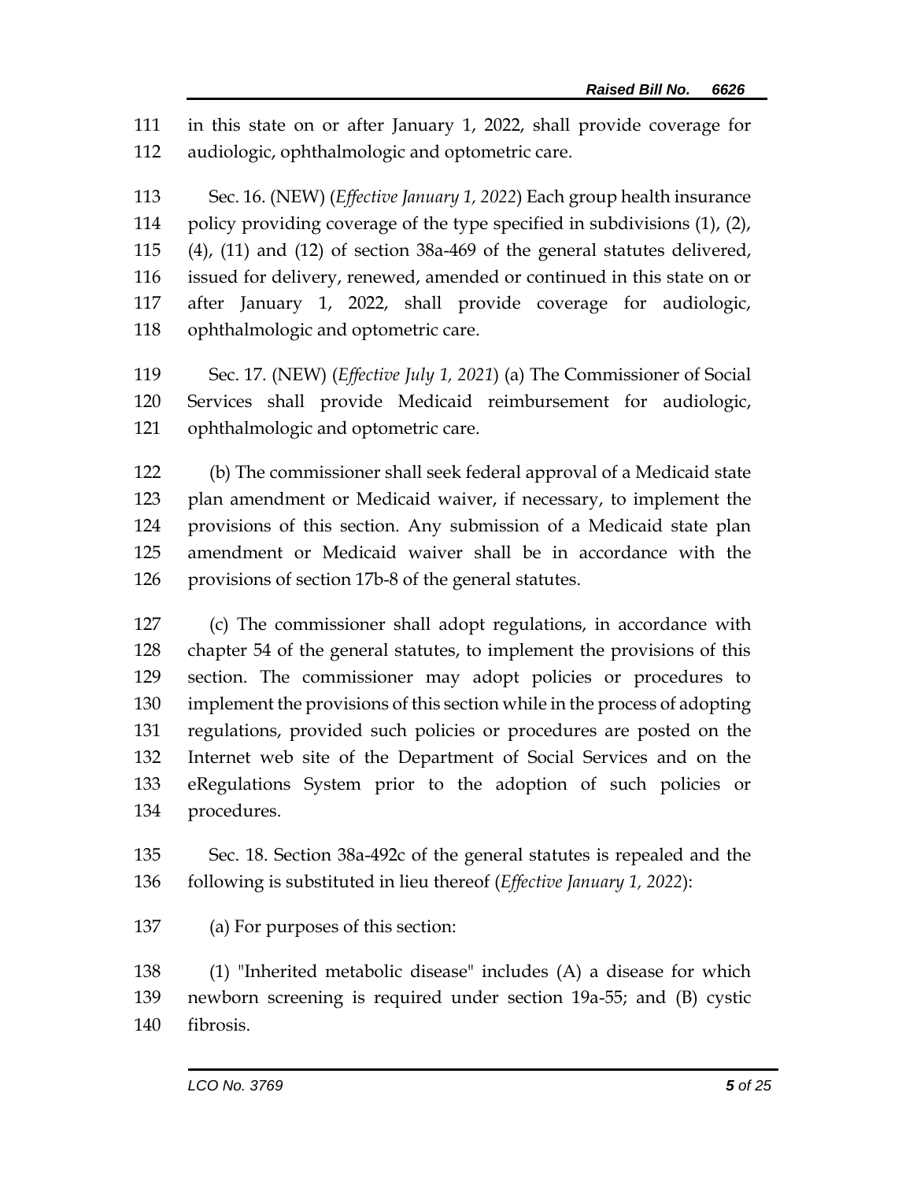in this state on or after January 1, 2022, shall provide coverage for audiologic, ophthalmologic and optometric care.

Sec. 16. (NEW) (*Effective January 1, 2022*) Each group health insurance policy providing coverage of the type specified in subdivisions (1), (2), (4), (11) and (12) of section 38a-469 of the general statutes delivered, issued for delivery, renewed, amended or continued in this state on or after January 1, 2022, shall provide coverage for audiologic, ophthalmologic and optometric care.

Sec. 17. (NEW) (*Effective July 1, 2021*) (a) The Commissioner of Social Services shall provide Medicaid reimbursement for audiologic, ophthalmologic and optometric care.

(b) The commissioner shall seek federal approval of a Medicaid state plan amendment or Medicaid waiver, if necessary, to implement the provisions of this section. Any submission of a Medicaid state plan amendment or Medicaid waiver shall be in accordance with the provisions of section 17b-8 of the general statutes.

(c) The commissioner shall adopt regulations, in accordance with chapter 54 of the general statutes, to implement the provisions of this section. The commissioner may adopt policies or procedures to implement the provisions of this section while in the process of adopting regulations, provided such policies or procedures are posted on the Internet web site of the Department of Social Services and on the eRegulations System prior to the adoption of such policies or procedures.

Sec. 18. Section 38a-492c of the general statutes is repealed and the following is substituted in lieu thereof (*Effective January 1, 2022*):

(a) For purposes of this section:

(1) "Inherited metabolic disease" includes (A) a disease for which newborn screening is required under section 19a-55; and (B) cystic fibrosis.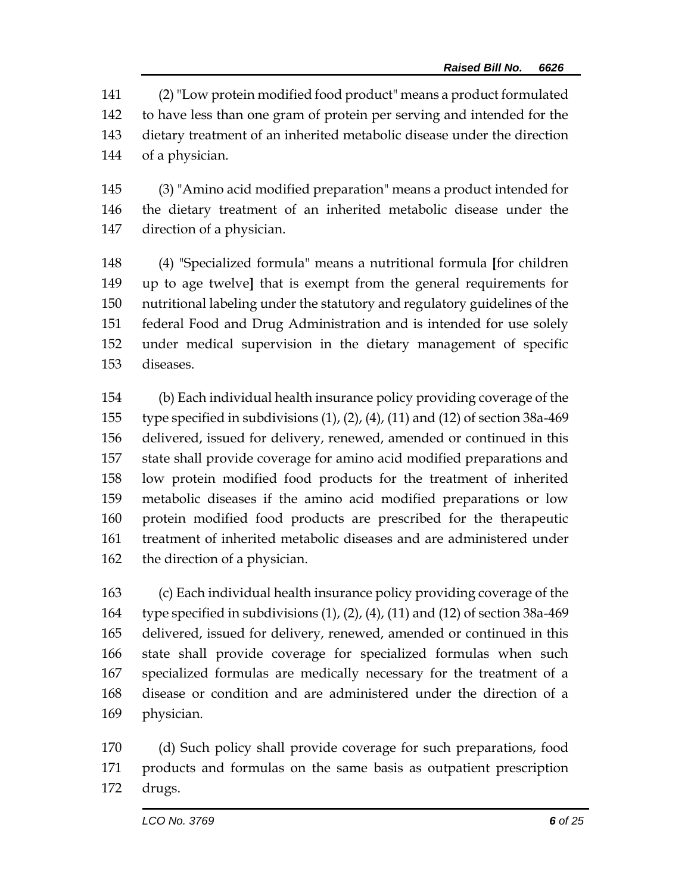141 (2) "Low protein modified food product" means a product formulated
142 to have less than one gram of protein per serving and intended for the
143 dietary treatment of an inherited metabolic disease under the direction
144 of a physician.

145 (3) "Amino acid modified preparation" means a product intended for
146 the dietary treatment of an inherited metabolic disease under the
147 direction of a physician.

148 (4) "Specialized formula" means a nutritional formula **[**for children
149 up to age twelve**]** that is exempt from the general requirements for
150 nutritional labeling under the statutory and regulatory guidelines of the
151 federal Food and Drug Administration and is intended for use solely
152 under medical supervision in the dietary management of specific
153 diseases.

154 (b) Each individual health insurance policy providing coverage of the
155 type specified in subdivisions (1), (2), (4), (11) and (12) of section 38a-469
156 delivered, issued for delivery, renewed, amended or continued in this
157 state shall provide coverage for amino acid modified preparations and
158 low protein modified food products for the treatment of inherited
159 metabolic diseases if the amino acid modified preparations or low
160 protein modified food products are prescribed for the therapeutic
161 treatment of inherited metabolic diseases and are administered under
162 the direction of a physician.

163 (c) Each individual health insurance policy providing coverage of the
164 type specified in subdivisions (1), (2), (4), (11) and (12) of section 38a-469
165 delivered, issued for delivery, renewed, amended or continued in this
166 state shall provide coverage for specialized formulas when such
167 specialized formulas are medically necessary for the treatment of a
168 disease or condition and are administered under the direction of a
169 physician.

170 (d) Such policy shall provide coverage for such preparations, food
171 products and formulas on the same basis as outpatient prescription
172 drugs.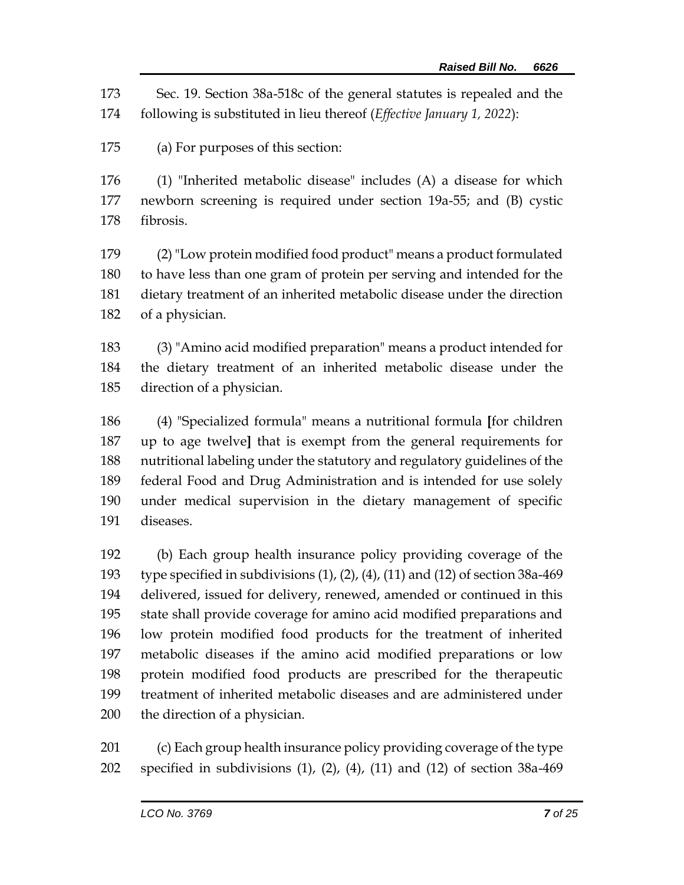Sec. 19. Section 38a-518c of the general statutes is repealed and the following is substituted in lieu thereof (*Effective January 1, 2022*):

(a) For purposes of this section:

(1) "Inherited metabolic disease" includes (A) a disease for which newborn screening is required under section 19a-55; and (B) cystic fibrosis.

(2) "Low protein modified food product" means a product formulated to have less than one gram of protein per serving and intended for the dietary treatment of an inherited metabolic disease under the direction of a physician.

(3) "Amino acid modified preparation" means a product intended for the dietary treatment of an inherited metabolic disease under the direction of a physician.

(4) "Specialized formula" means a nutritional formula **[**for children up to age twelve**]** that is exempt from the general requirements for nutritional labeling under the statutory and regulatory guidelines of the federal Food and Drug Administration and is intended for use solely under medical supervision in the dietary management of specific diseases.

(b) Each group health insurance policy providing coverage of the type specified in subdivisions (1), (2), (4), (11) and (12) of section 38a-469 delivered, issued for delivery, renewed, amended or continued in this state shall provide coverage for amino acid modified preparations and low protein modified food products for the treatment of inherited metabolic diseases if the amino acid modified preparations or low protein modified food products are prescribed for the therapeutic treatment of inherited metabolic diseases and are administered under the direction of a physician.

(c) Each group health insurance policy providing coverage of the type specified in subdivisions (1), (2), (4), (11) and (12) of section 38a-469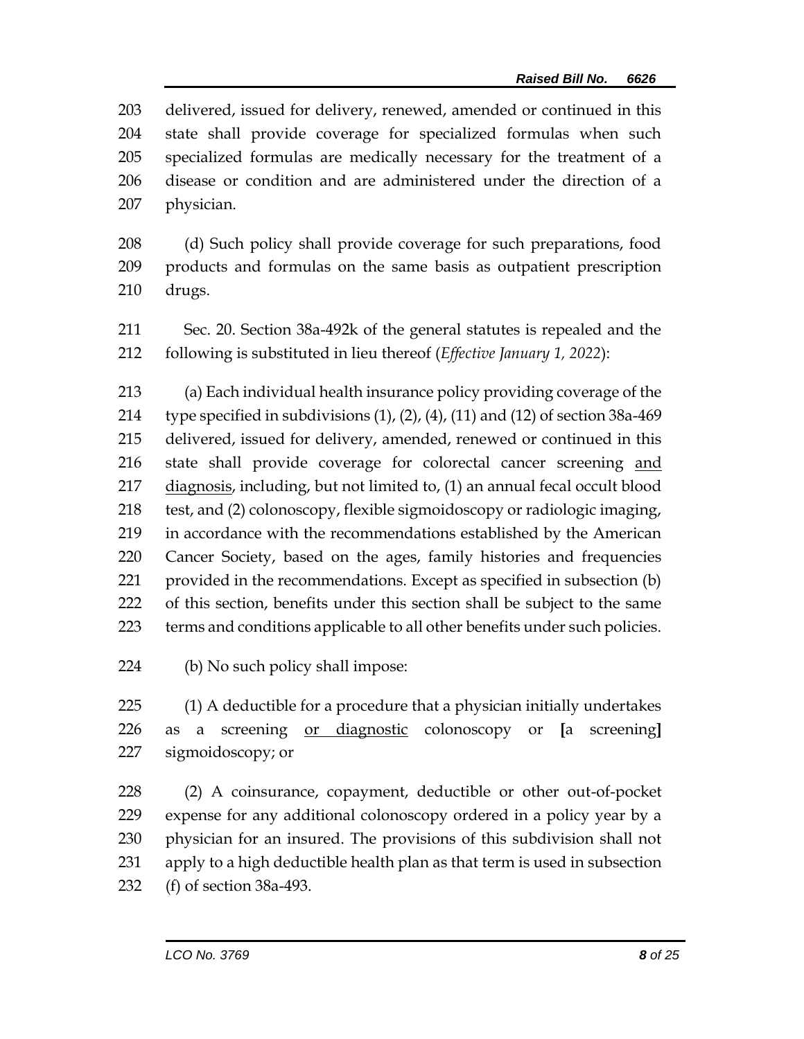delivered, issued for delivery, renewed, amended or continued in this state shall provide coverage for specialized formulas when such specialized formulas are medically necessary for the treatment of a disease or condition and are administered under the direction of a physician.

(d) Such policy shall provide coverage for such preparations, food products and formulas on the same basis as outpatient prescription drugs.

Sec. 20. Section 38a-492k of the general statutes is repealed and the following is substituted in lieu thereof (*Effective January 1, 2022*):

(a) Each individual health insurance policy providing coverage of the type specified in subdivisions (1), (2), (4), (11) and (12) of section 38a-469 delivered, issued for delivery, amended, renewed or continued in this state shall provide coverage for colorectal cancer screening <u>and diagnosis</u>, including, but not limited to, (1) an annual fecal occult blood test, and (2) colonoscopy, flexible sigmoidoscopy or radiologic imaging, in accordance with the recommendations established by the American Cancer Society, based on the ages, family histories and frequencies provided in the recommendations. Except as specified in subsection (b) of this section, benefits under this section shall be subject to the same terms and conditions applicable to all other benefits under such policies.

(b) No such policy shall impose:

(1) A deductible for a procedure that a physician initially undertakes as a screening <u>or diagnostic</u> colonoscopy or **[**a screening**]** sigmoidoscopy; or

(2) A coinsurance, copayment, deductible or other out-of-pocket expense for any additional colonoscopy ordered in a policy year by a physician for an insured. The provisions of this subdivision shall not apply to a high deductible health plan as that term is used in subsection (f) of section 38a-493.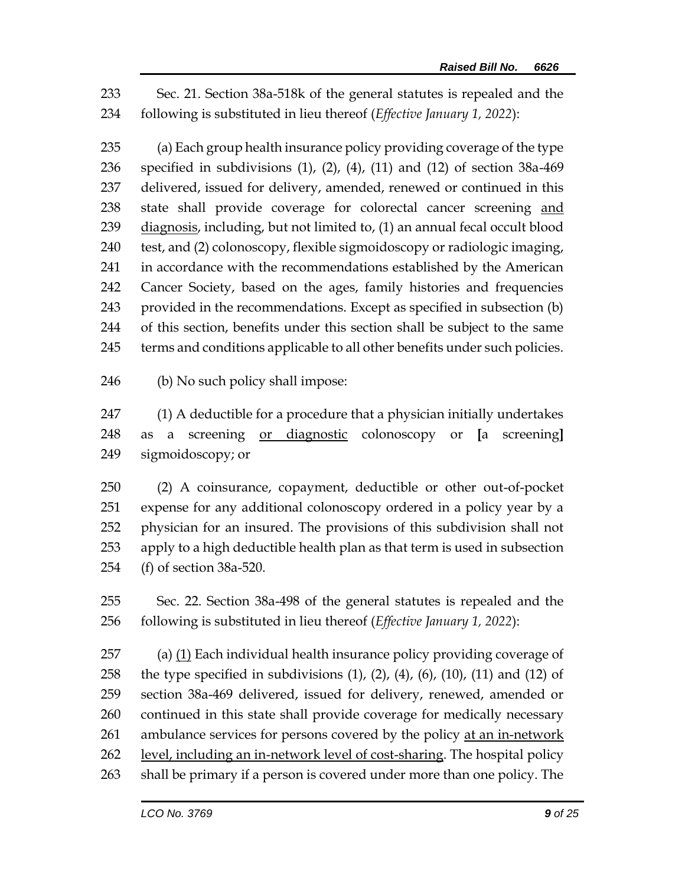Sec. 21. Section 38a-518k of the general statutes is repealed and the following is substituted in lieu thereof (*Effective January 1, 2022*):

(a) Each group health insurance policy providing coverage of the type specified in subdivisions (1), (2), (4), (11) and (12) of section 38a-469 delivered, issued for delivery, amended, renewed or continued in this state shall provide coverage for colorectal cancer screening <u>and diagnosis</u>, including, but not limited to, (1) an annual fecal occult blood test, and (2) colonoscopy, flexible sigmoidoscopy or radiologic imaging, in accordance with the recommendations established by the American Cancer Society, based on the ages, family histories and frequencies provided in the recommendations. Except as specified in subsection (b) of this section, benefits under this section shall be subject to the same terms and conditions applicable to all other benefits under such policies.

(b) No such policy shall impose:

(1) A deductible for a procedure that a physician initially undertakes as a screening <u>or diagnostic</u> colonoscopy or **[**a screening**]** sigmoidoscopy; or

(2) A coinsurance, copayment, deductible or other out-of-pocket expense for any additional colonoscopy ordered in a policy year by a physician for an insured. The provisions of this subdivision shall not apply to a high deductible health plan as that term is used in subsection (f) of section 38a-520.

Sec. 22. Section 38a-498 of the general statutes is repealed and the following is substituted in lieu thereof (*Effective January 1, 2022*):

(a) <u>(1)</u> Each individual health insurance policy providing coverage of the type specified in subdivisions (1), (2), (4), (6), (10), (11) and (12) of section 38a-469 delivered, issued for delivery, renewed, amended or continued in this state shall provide coverage for medically necessary ambulance services for persons covered by the policy <u>at an in-network level, including an in-network level of cost-sharing</u>. The hospital policy shall be primary if a person is covered under more than one policy. The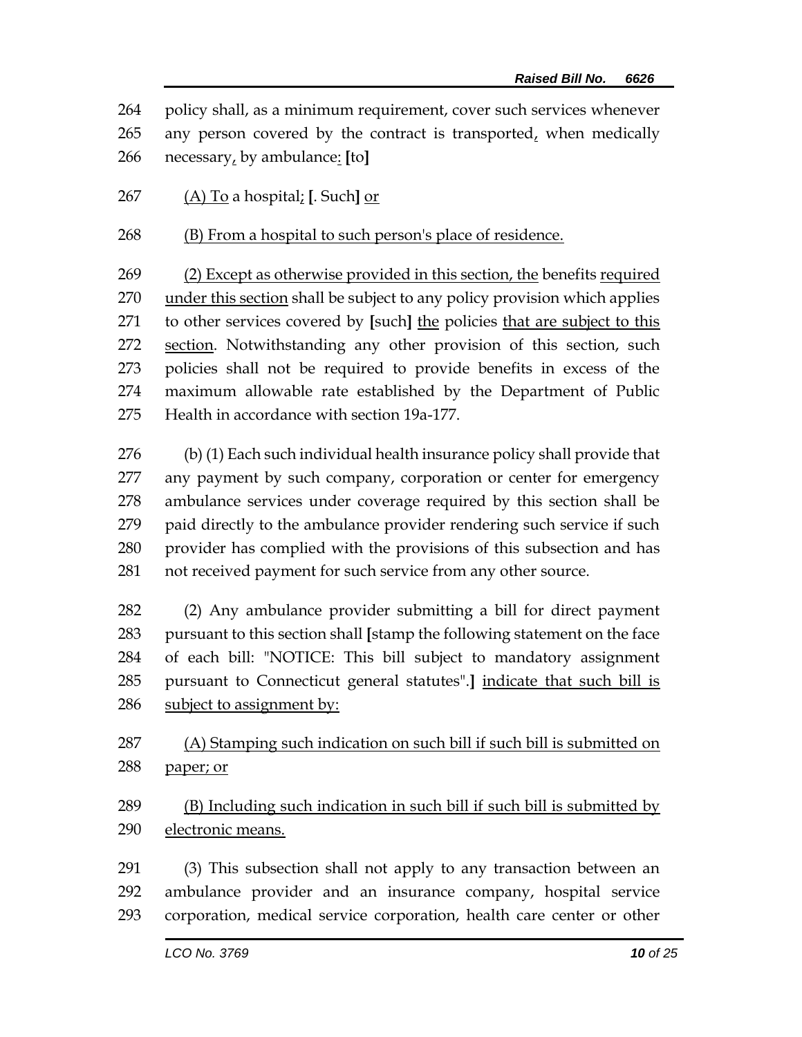policy shall, as a minimum requirement, cover such services whenever any person covered by the contract is transported, when medically necessary, by ambulance: [to]

(A) To a hospital; [. Such] or

(B) From a hospital to such person's place of residence.

(2) Except as otherwise provided in this section, the benefits required under this section shall be subject to any policy provision which applies to other services covered by [such] the policies that are subject to this section. Notwithstanding any other provision of this section, such policies shall not be required to provide benefits in excess of the maximum allowable rate established by the Department of Public Health in accordance with section 19a-177.

(b) (1) Each such individual health insurance policy shall provide that any payment by such company, corporation or center for emergency ambulance services under coverage required by this section shall be paid directly to the ambulance provider rendering such service if such provider has complied with the provisions of this subsection and has not received payment for such service from any other source.

(2) Any ambulance provider submitting a bill for direct payment pursuant to this section shall [stamp the following statement on the face of each bill: "NOTICE: This bill subject to mandatory assignment pursuant to Connecticut general statutes".] indicate that such bill is subject to assignment by:

(A) Stamping such indication on such bill if such bill is submitted on paper; or

(B) Including such indication in such bill if such bill is submitted by electronic means.

(3) This subsection shall not apply to any transaction between an ambulance provider and an insurance company, hospital service corporation, medical service corporation, health care center or other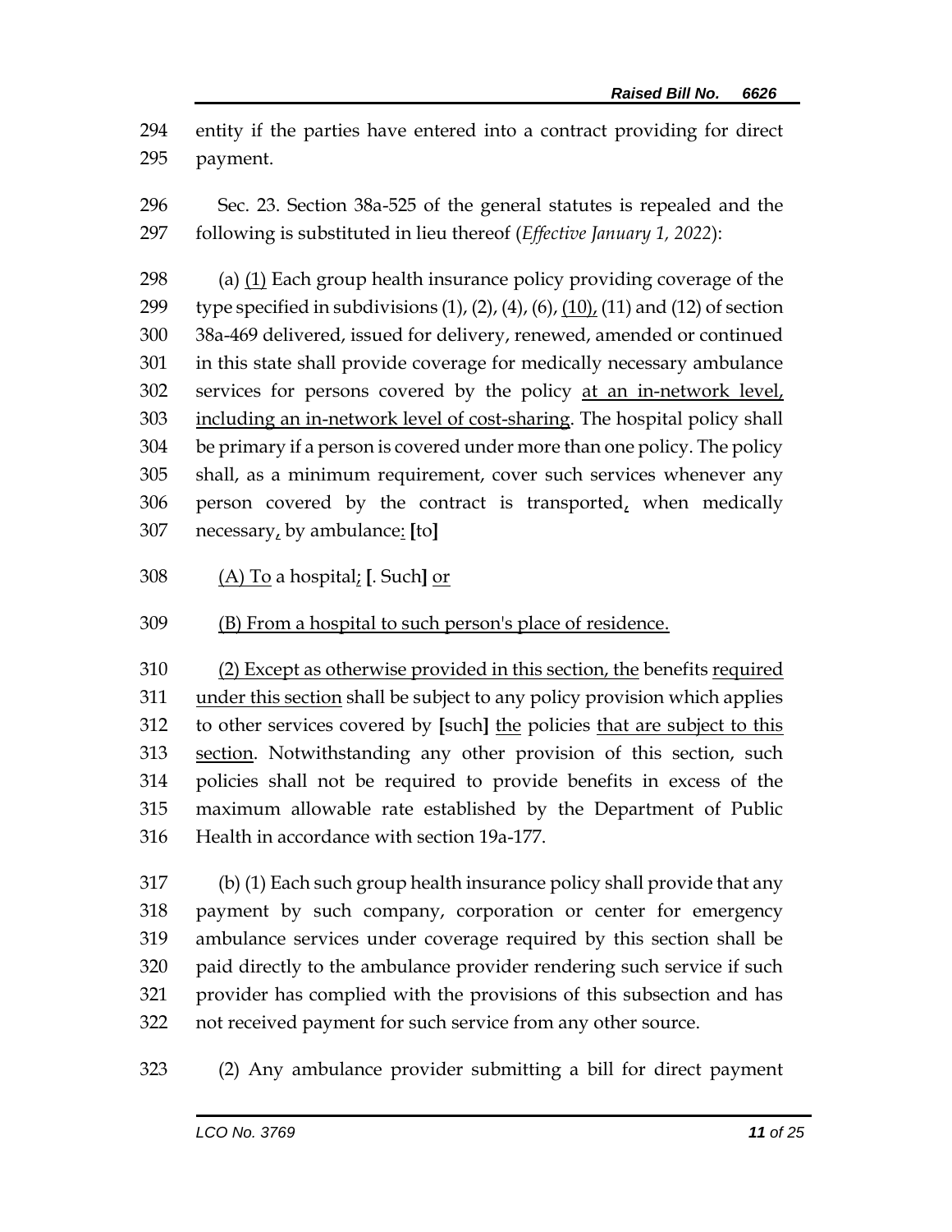entity if the parties have entered into a contract providing for direct payment.

Sec. 23. Section 38a-525 of the general statutes is repealed and the following is substituted in lieu thereof (*Effective January 1, 2022*):

(a) (1) Each group health insurance policy providing coverage of the type specified in subdivisions (1), (2), (4), (6), (10), (11) and (12) of section 38a-469 delivered, issued for delivery, renewed, amended or continued in this state shall provide coverage for medically necessary ambulance services for persons covered by the policy at an in-network level, including an in-network level of cost-sharing. The hospital policy shall be primary if a person is covered under more than one policy. The policy shall, as a minimum requirement, cover such services whenever any person covered by the contract is transported, when medically necessary, by ambulance: [to]

(A) To a hospital; [. Such] or

(B) From a hospital to such person's place of residence.

(2) Except as otherwise provided in this section, the benefits required under this section shall be subject to any policy provision which applies to other services covered by [such] the policies that are subject to this section. Notwithstanding any other provision of this section, such policies shall not be required to provide benefits in excess of the maximum allowable rate established by the Department of Public Health in accordance with section 19a-177.

(b) (1) Each such group health insurance policy shall provide that any payment by such company, corporation or center for emergency ambulance services under coverage required by this section shall be paid directly to the ambulance provider rendering such service if such provider has complied with the provisions of this subsection and has not received payment for such service from any other source.

(2) Any ambulance provider submitting a bill for direct payment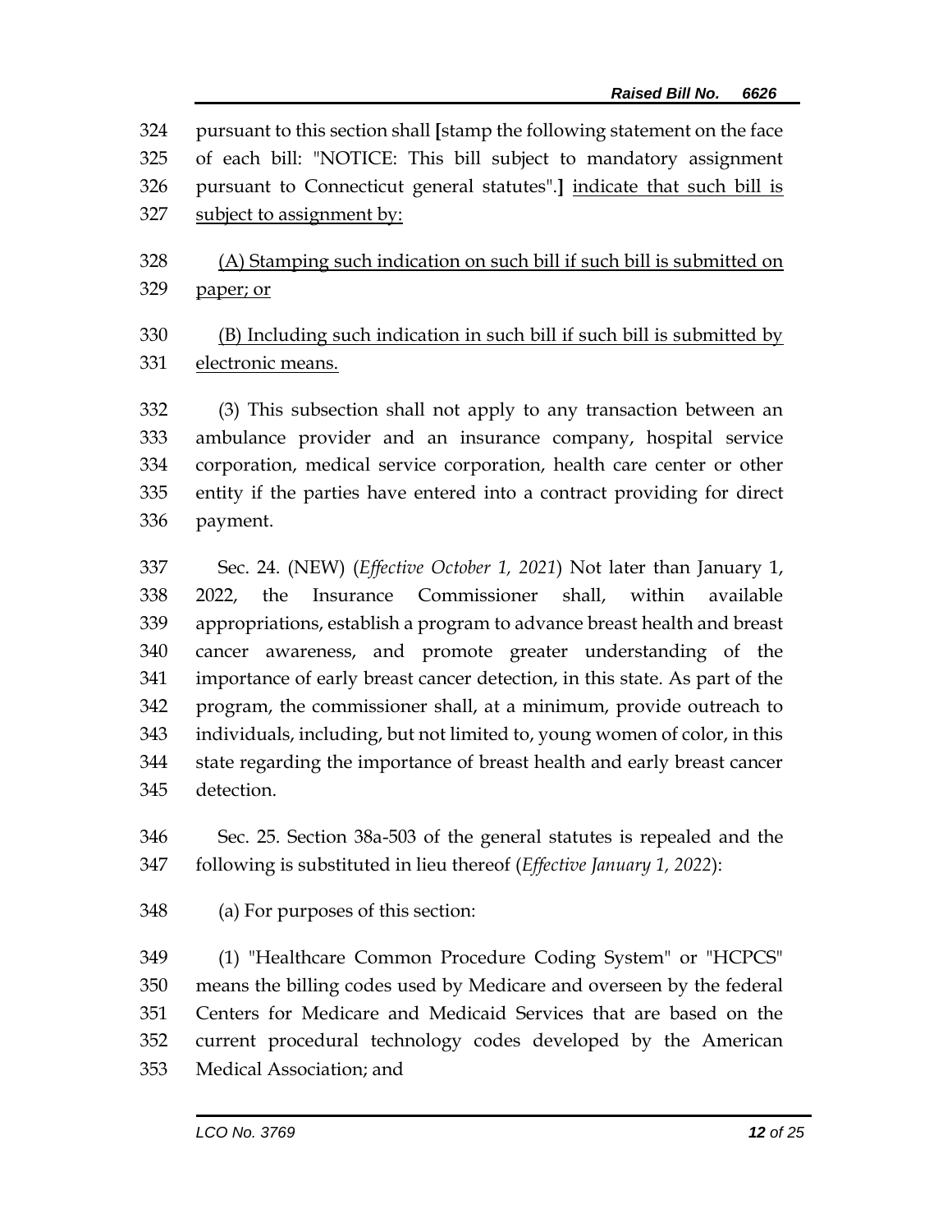324 pursuant to this section shall [stamp the following statement on the face
325 of each bill: "NOTICE: This bill subject to mandatory assignment
326 pursuant to Connecticut general statutes".] <u>indicate that such bill is</u>
327 <u>subject to assignment by:</u>

328 <u>(A) Stamping such indication on such bill if such bill is submitted on</u>
329 <u>paper; or</u>

330 <u>(B) Including such indication in such bill if such bill is submitted by</u>
331 <u>electronic means.</u>

332 (3) This subsection shall not apply to any transaction between an
333 ambulance provider and an insurance company, hospital service
334 corporation, medical service corporation, health care center or other
335 entity if the parties have entered into a contract providing for direct
336 payment.

337 Sec. 24. (NEW) (*Effective October 1, 2021*) Not later than January 1,
338 2022, the Insurance Commissioner shall, within available
339 appropriations, establish a program to advance breast health and breast
340 cancer awareness, and promote greater understanding of the
341 importance of early breast cancer detection, in this state. As part of the
342 program, the commissioner shall, at a minimum, provide outreach to
343 individuals, including, but not limited to, young women of color, in this
344 state regarding the importance of breast health and early breast cancer
345 detection.

346 Sec. 25. Section 38a-503 of the general statutes is repealed and the
347 following is substituted in lieu thereof (*Effective January 1, 2022*):

348 (a) For purposes of this section:

349 (1) "Healthcare Common Procedure Coding System" or "HCPCS"
350 means the billing codes used by Medicare and overseen by the federal
351 Centers for Medicare and Medicaid Services that are based on the
352 current procedural technology codes developed by the American
353 Medical Association; and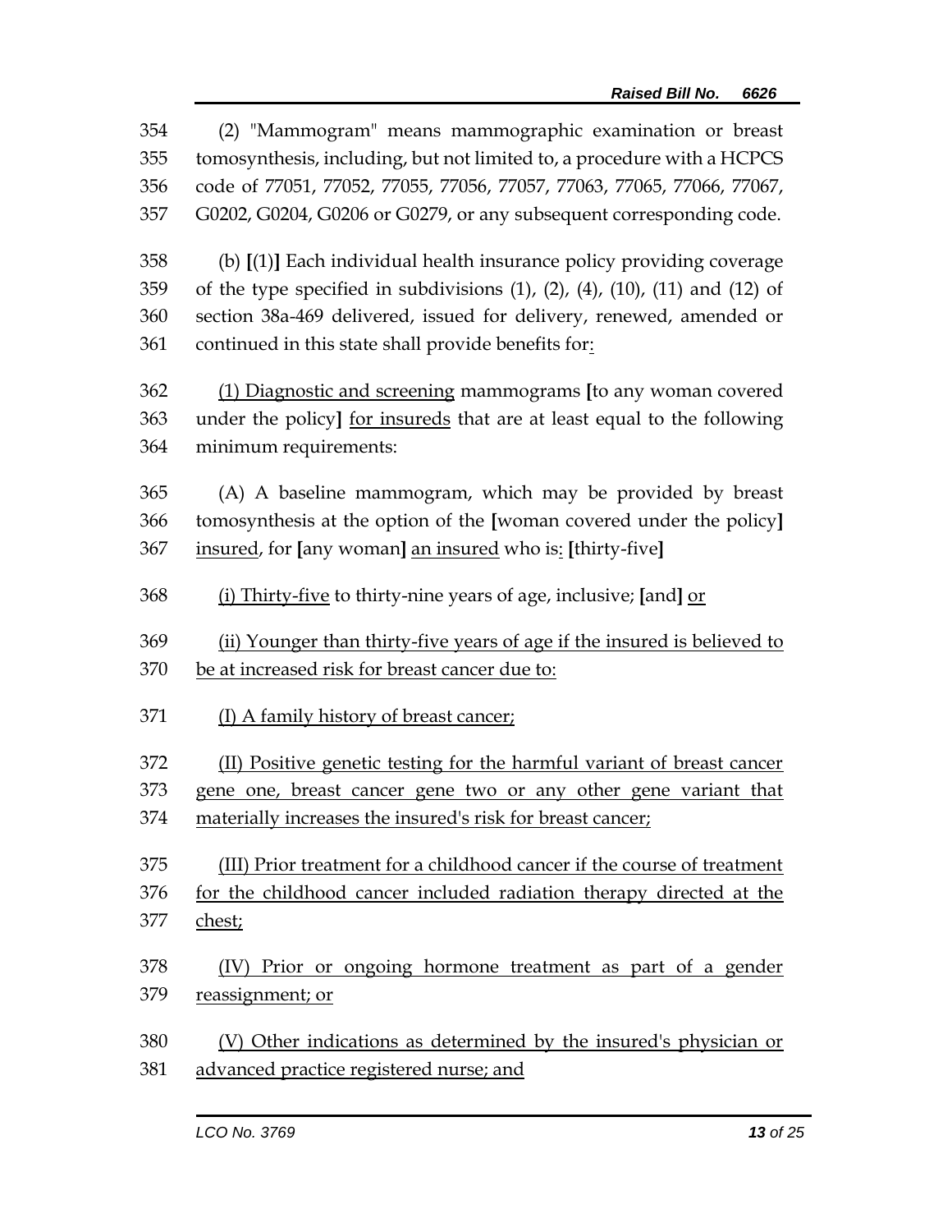354 (2) "Mammogram" means mammographic examination or breast
355 tomosynthesis, including, but not limited to, a procedure with a HCPCS
356 code of 77051, 77052, 77055, 77056, 77057, 77063, 77065, 77066, 77067,
357 G0202, G0204, G0206 or G0279, or any subsequent corresponding code.

358 (b) **[**(1)**]** Each individual health insurance policy providing coverage
359 of the type specified in subdivisions (1), (2), (4), (10), (11) and (12) of
360 section 38a-469 delivered, issued for delivery, renewed, amended or
361 continued in this state shall provide benefits for<u>:</u>

362 <u>(1) Diagnostic and screening</u> mammograms **[**to any woman covered
363 under the policy**]** <u>for insureds</u> that are at least equal to the following
364 minimum requirements:

365 (A) A baseline mammogram, which may be provided by breast
366 tomosynthesis at the option of the **[**woman covered under the policy**]**
367 <u>insured</u>, for **[**any woman**]** <u>an insured</u> who is<u>:</u> **[**thirty-five**]**

368 <u>(i) Thirty-five</u> to thirty-nine years of age, inclusive; **[**and**]** <u>or</u>

369 <u>(ii) Younger than thirty-five years of age if the insured is believed to</u>
370 <u>be at increased risk for breast cancer due to:</u>

371 <u>(I) A family history of breast cancer;</u>

372 <u>(II) Positive genetic testing for the harmful variant of breast cancer</u>
373 <u>gene one, breast cancer gene two or any other gene variant that</u>
374 <u>materially increases the insured's risk for breast cancer;</u>

375 <u>(III) Prior treatment for a childhood cancer if the course of treatment</u>
376 <u>for the childhood cancer included radiation therapy directed at the</u>
377 <u>chest;</u>

378 <u>(IV) Prior or ongoing hormone treatment as part of a gender</u>
379 <u>reassignment; or</u>

380 <u>(V) Other indications as determined by the insured's physician or</u>
381 <u>advanced practice registered nurse; and</u>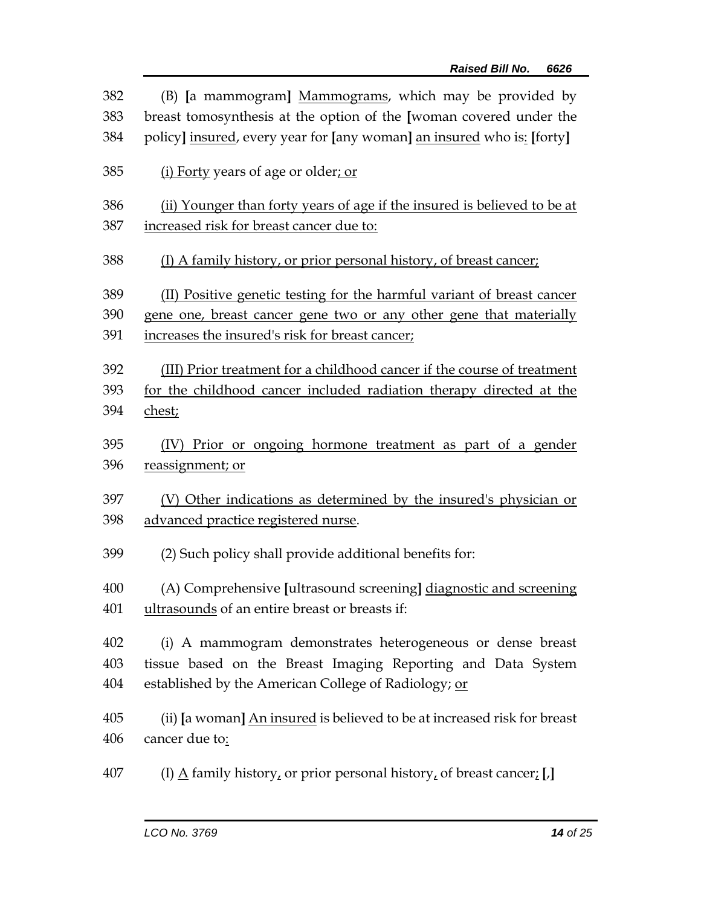382 (B) [a mammogram] Mammograms, which may be provided by
383 breast tomosynthesis at the option of the [woman covered under the
384 policy] insured, every year for [any woman] an insured who is: [forty]

385 (i) Forty years of age or older; or

386 (ii) Younger than forty years of age if the insured is believed to be at
387 increased risk for breast cancer due to:

388 (I) A family history, or prior personal history, of breast cancer;

389 (II) Positive genetic testing for the harmful variant of breast cancer
390 gene one, breast cancer gene two or any other gene that materially
391 increases the insured's risk for breast cancer;

392 (III) Prior treatment for a childhood cancer if the course of treatment
393 for the childhood cancer included radiation therapy directed at the
394 chest;

395 (IV) Prior or ongoing hormone treatment as part of a gender
396 reassignment; or

397 (V) Other indications as determined by the insured's physician or
398 advanced practice registered nurse.

399 (2) Such policy shall provide additional benefits for:

400 (A) Comprehensive [ultrasound screening] diagnostic and screening
401 ultrasounds of an entire breast or breasts if:

402 (i) A mammogram demonstrates heterogeneous or dense breast
403 tissue based on the Breast Imaging Reporting and Data System
404 established by the American College of Radiology; or

405 (ii) [a woman] An insured is believed to be at increased risk for breast
406 cancer due to:

407 (I) A family history, or prior personal history, of breast cancer; [,]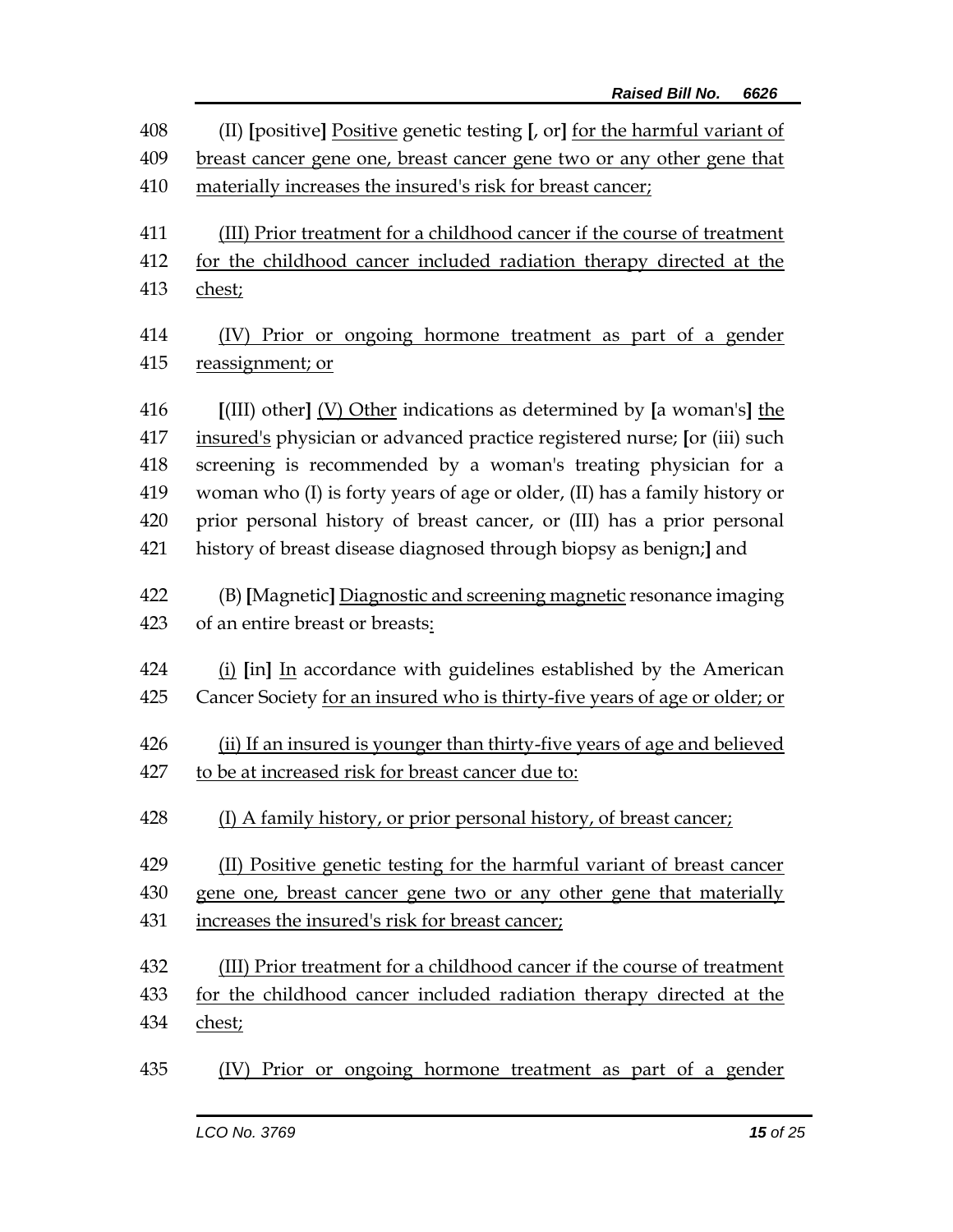408 (II) [positive] Positive genetic testing [, or] for the harmful variant of
409 breast cancer gene one, breast cancer gene two or any other gene that
410 materially increases the insured's risk for breast cancer;

411 (III) Prior treatment for a childhood cancer if the course of treatment
412 for the childhood cancer included radiation therapy directed at the
413 chest;

414 (IV) Prior or ongoing hormone treatment as part of a gender
415 reassignment; or

416 [(III) other] (V) Other indications as determined by [a woman's] the
417 insured's physician or advanced practice registered nurse; [or (iii) such
418 screening is recommended by a woman's treating physician for a
419 woman who (I) is forty years of age or older, (II) has a family history or
420 prior personal history of breast cancer, or (III) has a prior personal
421 history of breast disease diagnosed through biopsy as benign;] and

422 (B) [Magnetic] Diagnostic and screening magnetic resonance imaging
423 of an entire breast or breasts:

424 (i) [in] In accordance with guidelines established by the American
425 Cancer Society for an insured who is thirty-five years of age or older; or

426 (ii) If an insured is younger than thirty-five years of age and believed
427 to be at increased risk for breast cancer due to:

428 (I) A family history, or prior personal history, of breast cancer;

429 (II) Positive genetic testing for the harmful variant of breast cancer
430 gene one, breast cancer gene two or any other gene that materially
431 increases the insured's risk for breast cancer;

432 (III) Prior treatment for a childhood cancer if the course of treatment
433 for the childhood cancer included radiation therapy directed at the
434 chest;

435 (IV) Prior or ongoing hormone treatment as part of a gender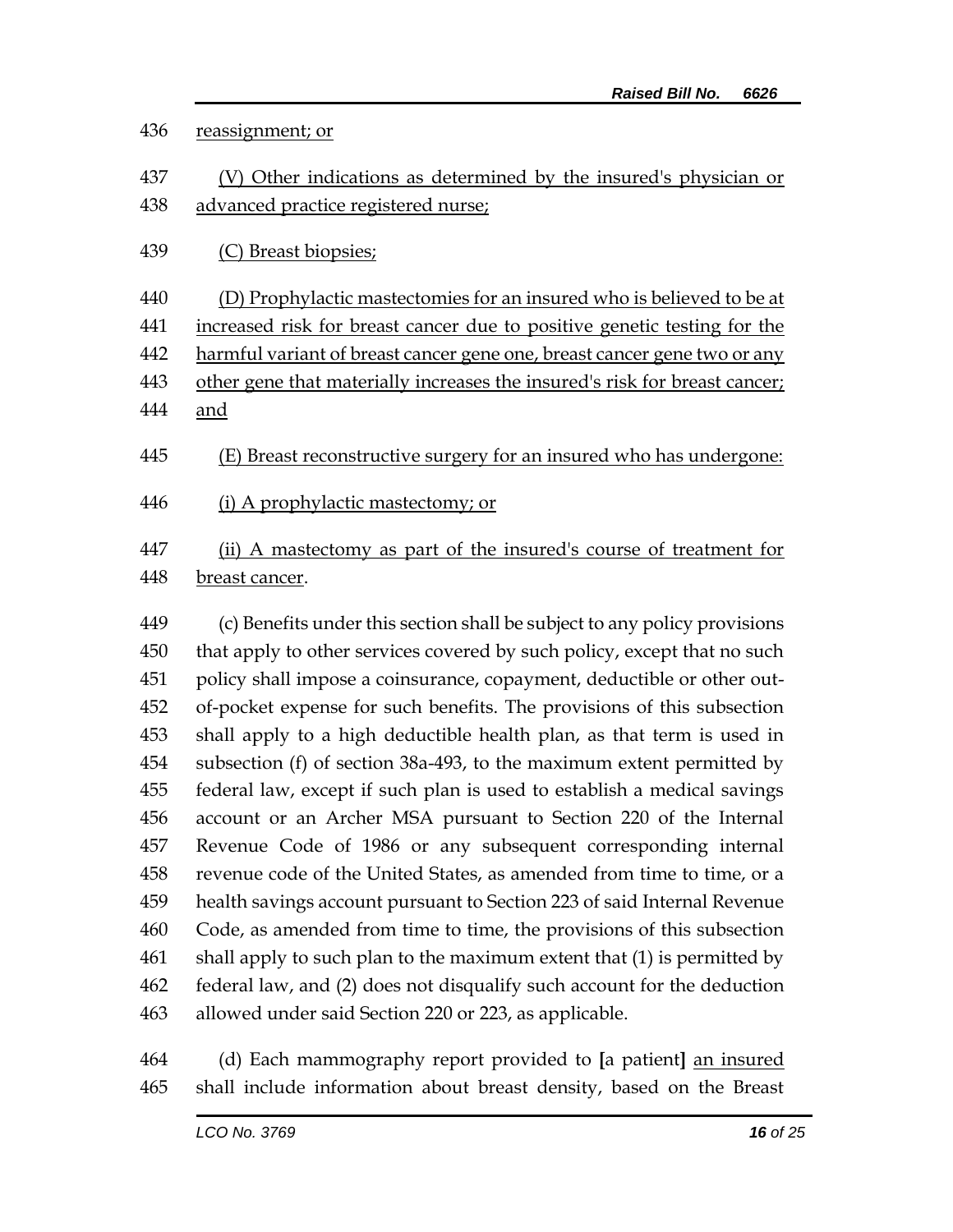reassignment; or

(V) Other indications as determined by the insured's physician or advanced practice registered nurse;

(C) Breast biopsies;

(D) Prophylactic mastectomies for an insured who is believed to be at increased risk for breast cancer due to positive genetic testing for the harmful variant of breast cancer gene one, breast cancer gene two or any other gene that materially increases the insured's risk for breast cancer; and

(E) Breast reconstructive surgery for an insured who has undergone:

(i) A prophylactic mastectomy; or

(ii) A mastectomy as part of the insured's course of treatment for breast cancer.

(c) Benefits under this section shall be subject to any policy provisions that apply to other services covered by such policy, except that no such policy shall impose a coinsurance, copayment, deductible or other out-of-pocket expense for such benefits. The provisions of this subsection shall apply to a high deductible health plan, as that term is used in subsection (f) of section 38a-493, to the maximum extent permitted by federal law, except if such plan is used to establish a medical savings account or an Archer MSA pursuant to Section 220 of the Internal Revenue Code of 1986 or any subsequent corresponding internal revenue code of the United States, as amended from time to time, or a health savings account pursuant to Section 223 of said Internal Revenue Code, as amended from time to time, the provisions of this subsection shall apply to such plan to the maximum extent that (1) is permitted by federal law, and (2) does not disqualify such account for the deduction allowed under said Section 220 or 223, as applicable.

(d) Each mammography report provided to **[**a patient**]** an insured shall include information about breast density, based on the Breast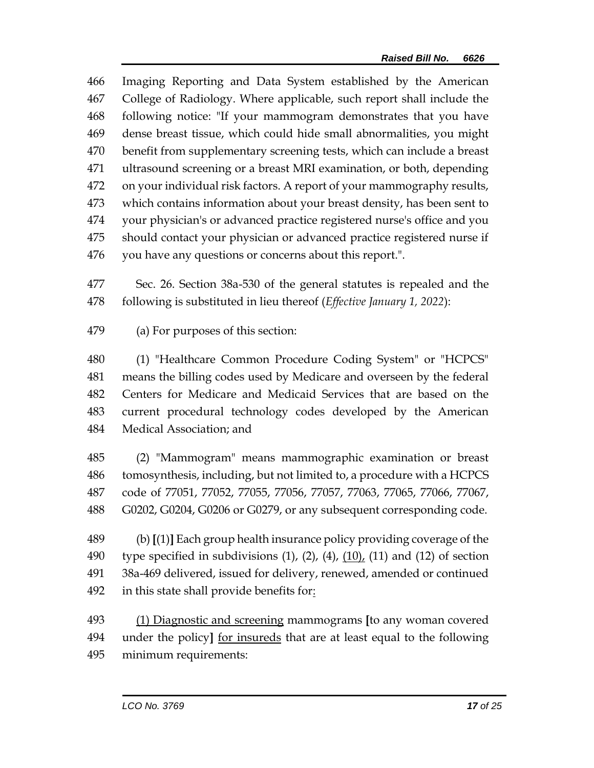466 Imaging Reporting and Data System established by the American
467 College of Radiology. Where applicable, such report shall include the
468 following notice: "If your mammogram demonstrates that you have
469 dense breast tissue, which could hide small abnormalities, you might
470 benefit from supplementary screening tests, which can include a breast
471 ultrasound screening or a breast MRI examination, or both, depending
472 on your individual risk factors. A report of your mammography results,
473 which contains information about your breast density, has been sent to
474 your physician's or advanced practice registered nurse's office and you
475 should contact your physician or advanced practice registered nurse if
476 you have any questions or concerns about this report.".

477 Sec. 26. Section 38a-530 of the general statutes is repealed and the
478 following is substituted in lieu thereof (*Effective January 1, 2022*):

479 (a) For purposes of this section:

480 (1) "Healthcare Common Procedure Coding System" or "HCPCS"
481 means the billing codes used by Medicare and overseen by the federal
482 Centers for Medicare and Medicaid Services that are based on the
483 current procedural technology codes developed by the American
484 Medical Association; and

485 (2) "Mammogram" means mammographic examination or breast
486 tomosynthesis, including, but not limited to, a procedure with a HCPCS
487 code of 77051, 77052, 77055, 77056, 77057, 77063, 77065, 77066, 77067,
488 G0202, G0204, G0206 or G0279, or any subsequent corresponding code.

489 (b) **[**(1)**]** Each group health insurance policy providing coverage of the
490 type specified in subdivisions (1), (2), (4), <u>(10),</u> (11) and (12) of section
491 38a-469 delivered, issued for delivery, renewed, amended or continued
492 in this state shall provide benefits for<u>:</u>

493 <u>(1) Diagnostic and screening</u> mammograms **[**to any woman covered
494 under the policy**]** <u>for insureds</u> that are at least equal to the following
495 minimum requirements: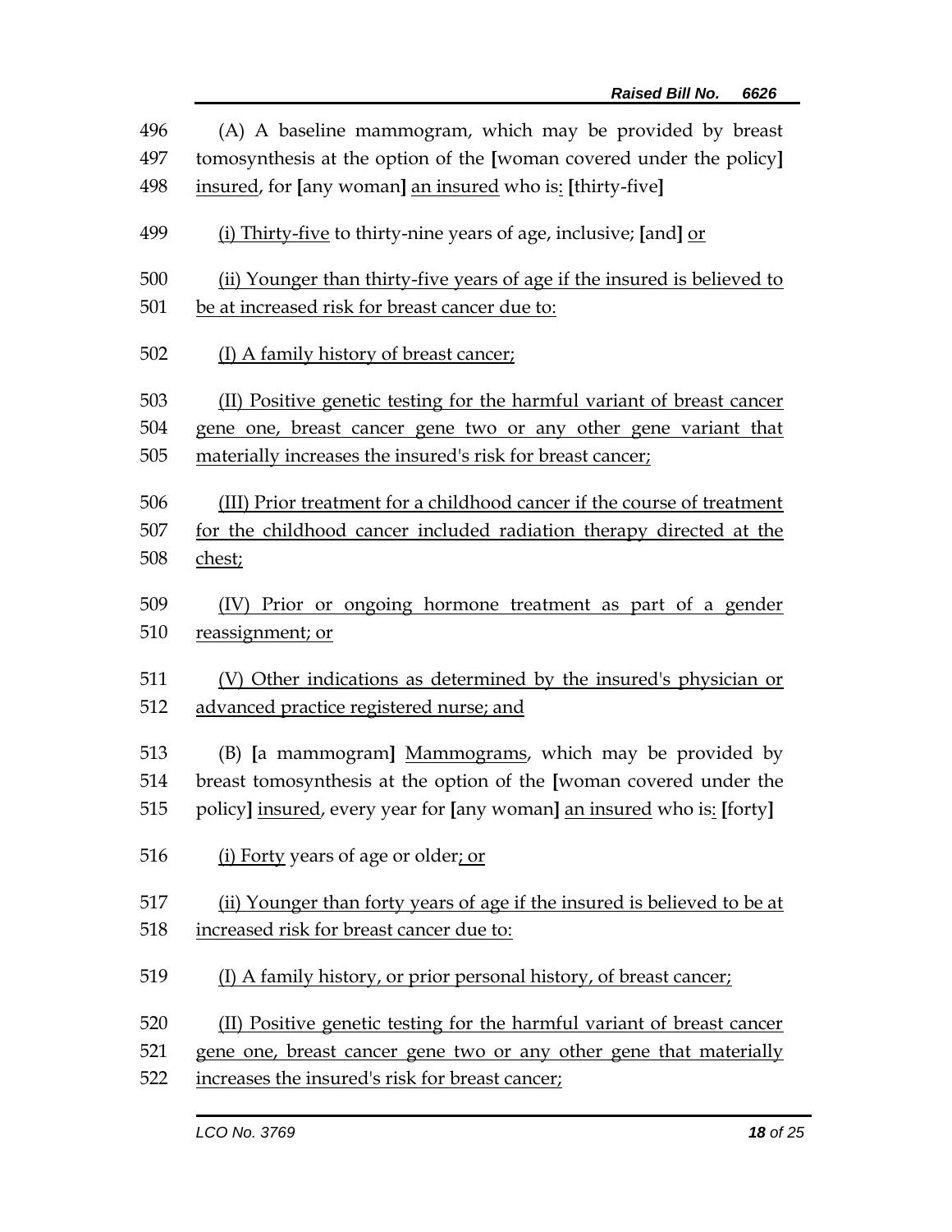(A) A baseline mammogram, which may be provided by breast tomosynthesis at the option of the [woman covered under the policy] insured, for [any woman] an insured who is: [thirty-five]

(i) Thirty-five to thirty-nine years of age, inclusive; [and] or

(ii) Younger than thirty-five years of age if the insured is believed to be at increased risk for breast cancer due to:

(I) A family history of breast cancer;

(II) Positive genetic testing for the harmful variant of breast cancer gene one, breast cancer gene two or any other gene variant that materially increases the insured's risk for breast cancer;

(III) Prior treatment for a childhood cancer if the course of treatment for the childhood cancer included radiation therapy directed at the chest;

(IV) Prior or ongoing hormone treatment as part of a gender reassignment; or

(V) Other indications as determined by the insured's physician or advanced practice registered nurse; and

(B) [a mammogram] Mammograms, which may be provided by breast tomosynthesis at the option of the [woman covered under the policy] insured, every year for [any woman] an insured who is: [forty]

(i) Forty years of age or older; or

(ii) Younger than forty years of age if the insured is believed to be at increased risk for breast cancer due to:

(I) A family history, or prior personal history, of breast cancer;

(II) Positive genetic testing for the harmful variant of breast cancer gene one, breast cancer gene two or any other gene that materially increases the insured's risk for breast cancer;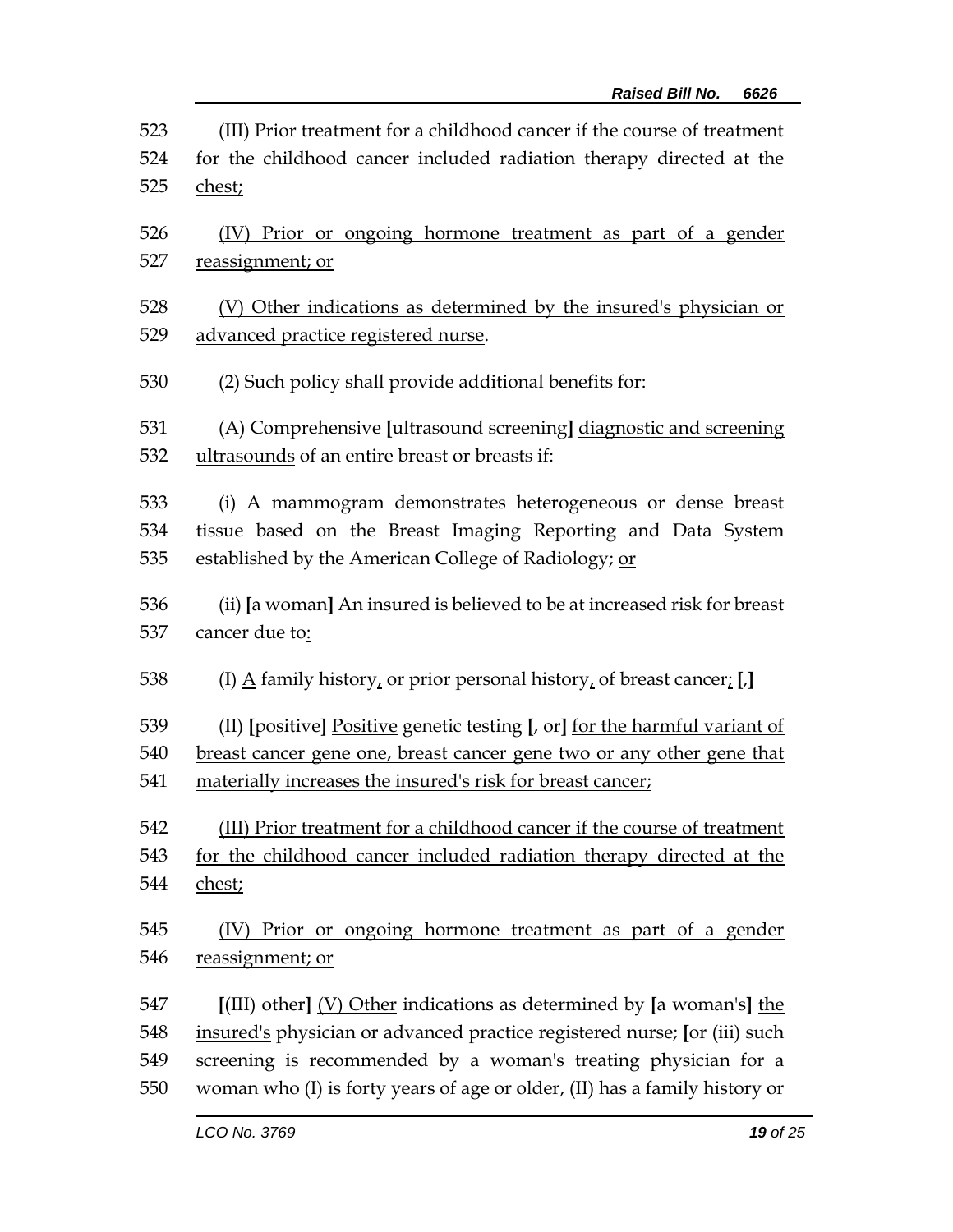523 (III) Prior treatment for a childhood cancer if the course of treatment
524 for the childhood cancer included radiation therapy directed at the
525 chest;

526 (IV) Prior or ongoing hormone treatment as part of a gender
527 reassignment; or

528 (V) Other indications as determined by the insured's physician or
529 advanced practice registered nurse.

530 (2) Such policy shall provide additional benefits for:

531 (A) Comprehensive [ultrasound screening] diagnostic and screening
532 ultrasounds of an entire breast or breasts if:

533 (i) A mammogram demonstrates heterogeneous or dense breast
534 tissue based on the Breast Imaging Reporting and Data System
535 established by the American College of Radiology; or

536 (ii) [a woman] An insured is believed to be at increased risk for breast
537 cancer due to:

538 (I) A family history, or prior personal history, of breast cancer; [,]

539 (II) [positive] Positive genetic testing [, or] for the harmful variant of
540 breast cancer gene one, breast cancer gene two or any other gene that
541 materially increases the insured's risk for breast cancer;

542 (III) Prior treatment for a childhood cancer if the course of treatment
543 for the childhood cancer included radiation therapy directed at the
544 chest;

545 (IV) Prior or ongoing hormone treatment as part of a gender
546 reassignment; or

547 [(III) other] (V) Other indications as determined by [a woman's] the
548 insured's physician or advanced practice registered nurse; [or (iii) such
549 screening is recommended by a woman's treating physician for a
550 woman who (I) is forty years of age or older, (II) has a family history or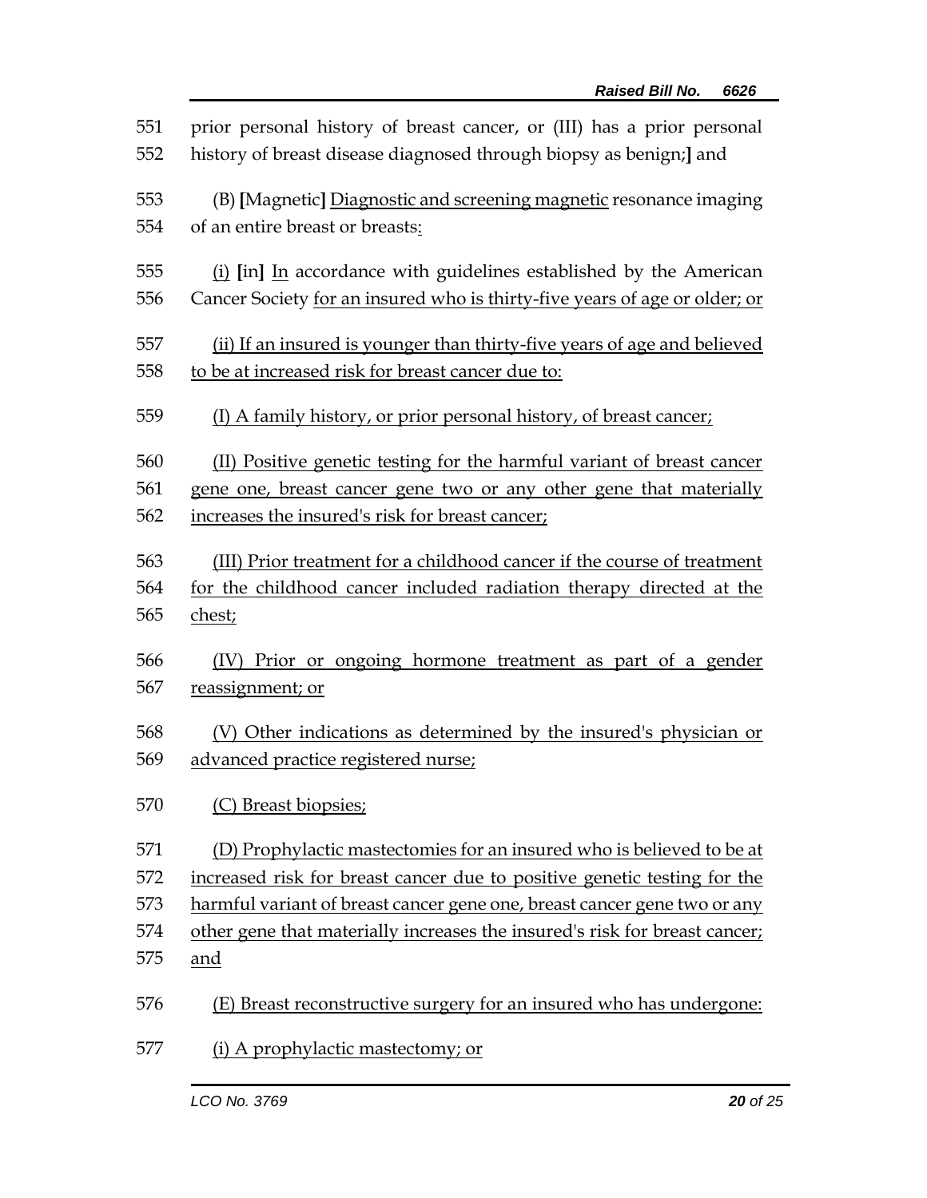551 prior personal history of breast cancer, or (III) has a prior personal
552 history of breast disease diagnosed through biopsy as benign;**]** and

553 (B) **[**Magnetic**]** <u>Diagnostic and screening magnetic</u> resonance imaging
554 of an entire breast or breasts<u>:</u>

555 <u>(i)</u> **[**in**]** <u>In</u> accordance with guidelines established by the American
556 Cancer Society <u>for an insured who is thirty-five years of age or older; or</u>

557 <u>(ii) If an insured is younger than thirty-five years of age and believed</u>
558 <u>to be at increased risk for breast cancer due to:</u>

559 <u>(I) A family history, or prior personal history, of breast cancer;</u>

560 <u>(II) Positive genetic testing for the harmful variant of breast cancer</u>
561 <u>gene one, breast cancer gene two or any other gene that materially</u>
562 <u>increases the insured's risk for breast cancer;</u>

563 <u>(III) Prior treatment for a childhood cancer if the course of treatment</u>
564 <u>for the childhood cancer included radiation therapy directed at the</u>
565 <u>chest;</u>

566 <u>(IV) Prior or ongoing hormone treatment as part of a gender</u>
567 <u>reassignment; or</u>

568 <u>(V) Other indications as determined by the insured's physician or</u>
569 <u>advanced practice registered nurse;</u>

570 <u>(C) Breast biopsies;</u>

571 <u>(D) Prophylactic mastectomies for an insured who is believed to be at</u>
572 <u>increased risk for breast cancer due to positive genetic testing for the</u>
573 <u>harmful variant of breast cancer gene one, breast cancer gene two or any</u>
574 <u>other gene that materially increases the insured's risk for breast cancer;</u>
575 <u>and</u>

576 <u>(E) Breast reconstructive surgery for an insured who has undergone:</u>

577 <u>(i) A prophylactic mastectomy; or</u>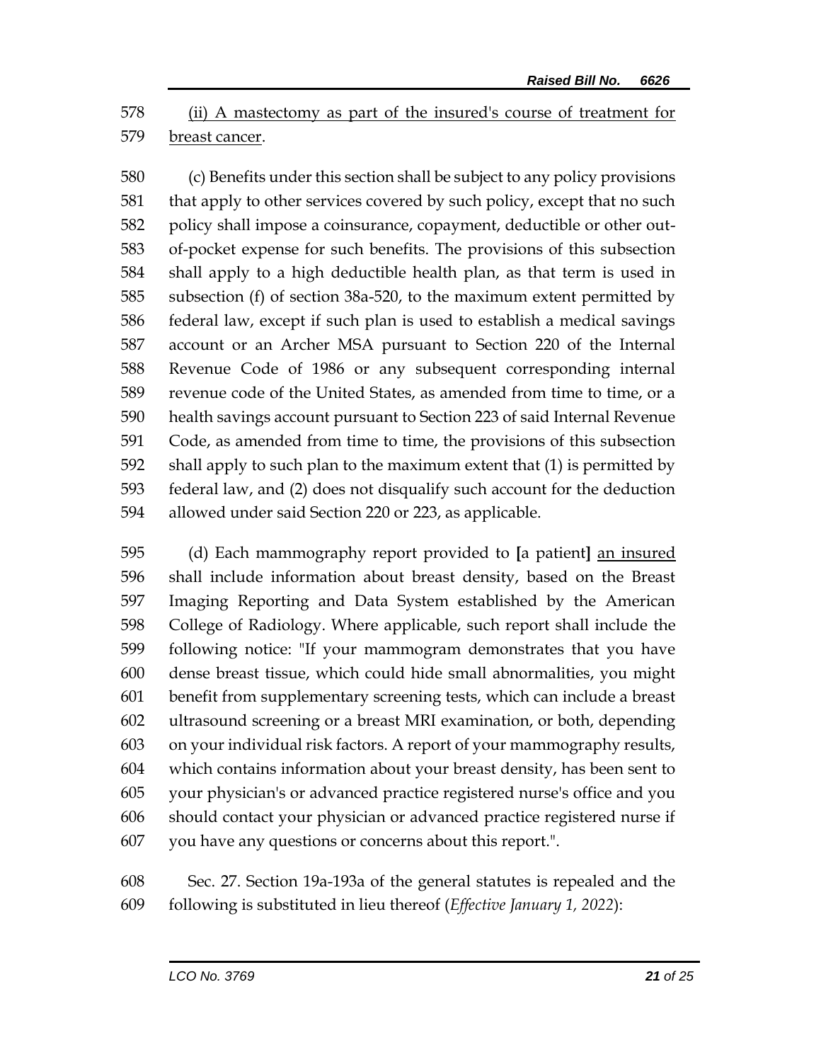(ii) A mastectomy as part of the insured's course of treatment for breast cancer.

(c) Benefits under this section shall be subject to any policy provisions that apply to other services covered by such policy, except that no such policy shall impose a coinsurance, copayment, deductible or other out-of-pocket expense for such benefits. The provisions of this subsection shall apply to a high deductible health plan, as that term is used in subsection (f) of section 38a-520, to the maximum extent permitted by federal law, except if such plan is used to establish a medical savings account or an Archer MSA pursuant to Section 220 of the Internal Revenue Code of 1986 or any subsequent corresponding internal revenue code of the United States, as amended from time to time, or a health savings account pursuant to Section 223 of said Internal Revenue Code, as amended from time to time, the provisions of this subsection shall apply to such plan to the maximum extent that (1) is permitted by federal law, and (2) does not disqualify such account for the deduction allowed under said Section 220 or 223, as applicable.

(d) Each mammography report provided to **[**a patient**]** an insured shall include information about breast density, based on the Breast Imaging Reporting and Data System established by the American College of Radiology. Where applicable, such report shall include the following notice: "If your mammogram demonstrates that you have dense breast tissue, which could hide small abnormalities, you might benefit from supplementary screening tests, which can include a breast ultrasound screening or a breast MRI examination, or both, depending on your individual risk factors. A report of your mammography results, which contains information about your breast density, has been sent to your physician's or advanced practice registered nurse's office and you should contact your physician or advanced practice registered nurse if you have any questions or concerns about this report.".

Sec. 27. Section 19a-193a of the general statutes is repealed and the following is substituted in lieu thereof (*Effective January 1, 2022*):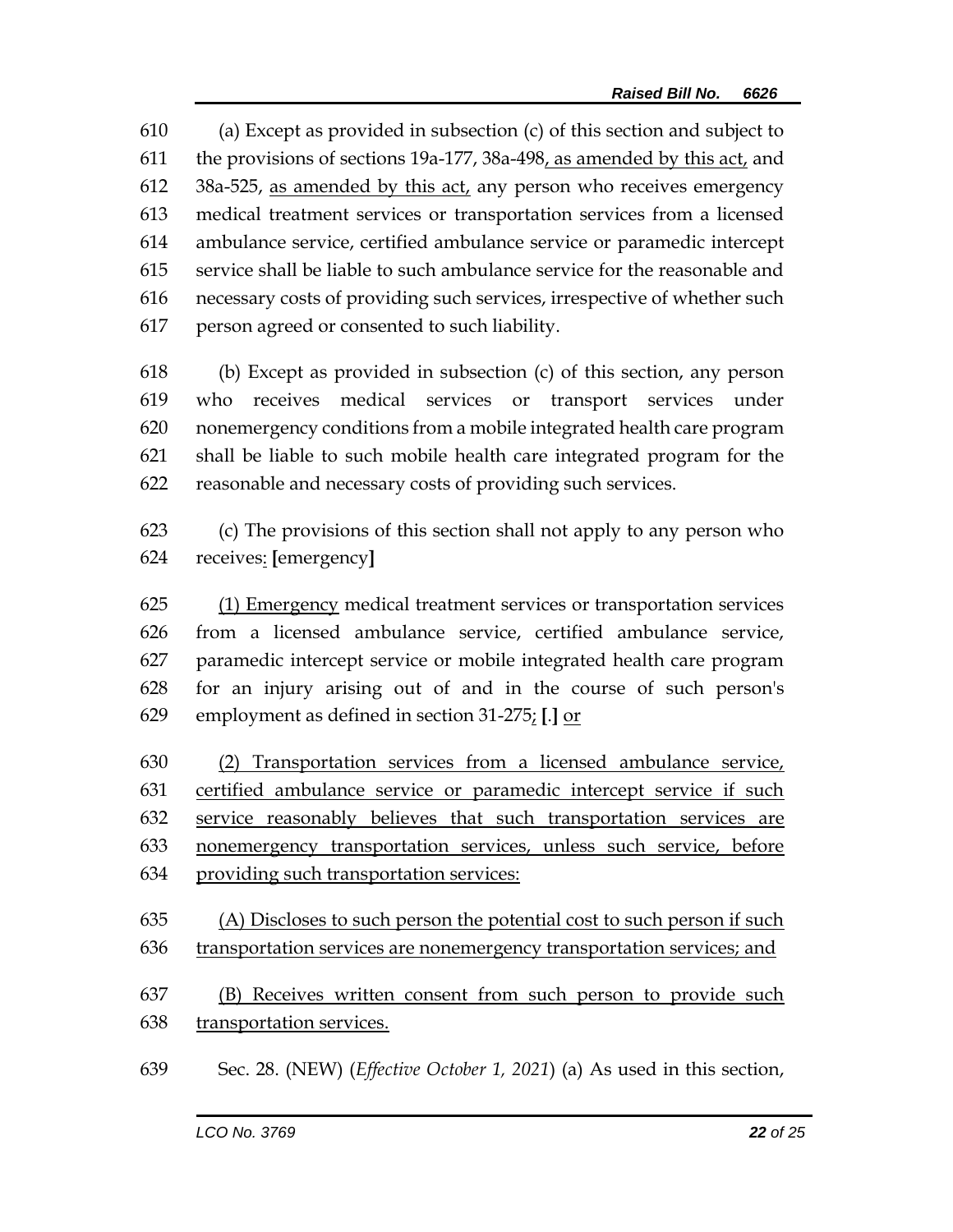(a) Except as provided in subsection (c) of this section and subject to the provisions of sections 19a-177, 38a-498<u>, as amended by this act,</u> and 38a-525, <u>as amended by this act,</u> any person who receives emergency medical treatment services or transportation services from a licensed ambulance service, certified ambulance service or paramedic intercept service shall be liable to such ambulance service for the reasonable and necessary costs of providing such services, irrespective of whether such person agreed or consented to such liability.

(b) Except as provided in subsection (c) of this section, any person who receives medical services or transport services under nonemergency conditions from a mobile integrated health care program shall be liable to such mobile health care integrated program for the reasonable and necessary costs of providing such services.

(c) The provisions of this section shall not apply to any person who receives<u>:</u> **[**emergency**]**

<u>(1) Emergency</u> medical treatment services or transportation services from a licensed ambulance service, certified ambulance service, paramedic intercept service or mobile integrated health care program for an injury arising out of and in the course of such person's employment as defined in section 31-275<u>;</u> **[**.**]** <u>or</u>

<u>(2) Transportation services from a licensed ambulance service, certified ambulance service or paramedic intercept service if such service reasonably believes that such transportation services are nonemergency transportation services, unless such service, before providing such transportation services:</u>

<u>(A) Discloses to such person the potential cost to such person if such transportation services are nonemergency transportation services; and</u>

<u>(B) Receives written consent from such person to provide such transportation services.</u>

Sec. 28. (NEW) (*Effective October 1, 2021*) (a) As used in this section,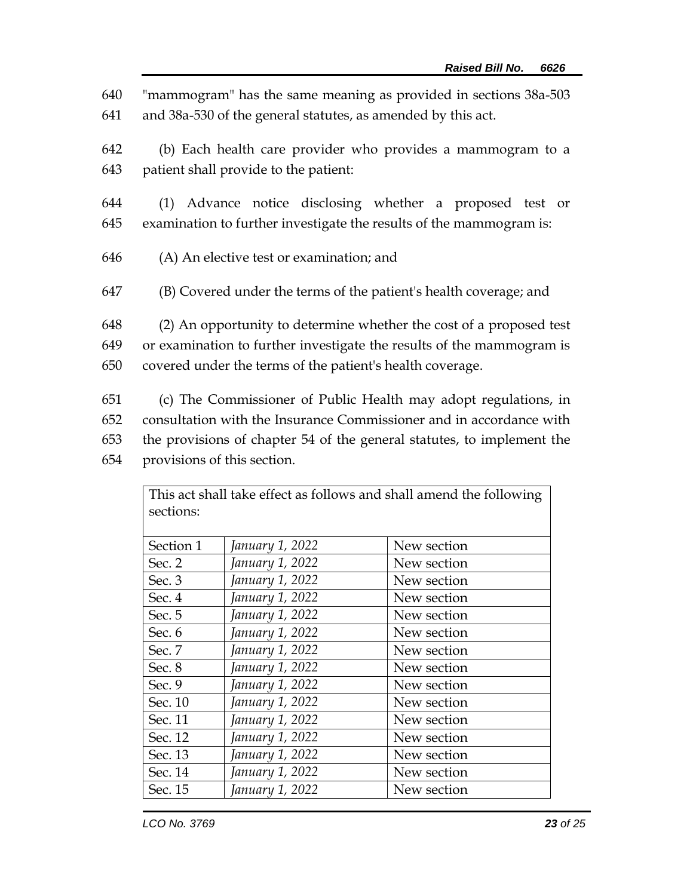"mammogram" has the same meaning as provided in sections 38a-503 and 38a-530 of the general statutes, as amended by this act.

(b) Each health care provider who provides a mammogram to a patient shall provide to the patient:

(1) Advance notice disclosing whether a proposed test or examination to further investigate the results of the mammogram is:

(A) An elective test or examination; and

(B) Covered under the terms of the patient's health coverage; and

(2) An opportunity to determine whether the cost of a proposed test or examination to further investigate the results of the mammogram is covered under the terms of the patient's health coverage.

(c) The Commissioner of Public Health may adopt regulations, in consultation with the Insurance Commissioner and in accordance with the provisions of chapter 54 of the general statutes, to implement the provisions of this section.

| This act shall take effect as follows and shall amend the following sections: | | |
|---|---|---|
| Section 1 | *January 1, 2022* | New section |
| Sec. 2 | *January 1, 2022* | New section |
| Sec. 3 | *January 1, 2022* | New section |
| Sec. 4 | *January 1, 2022* | New section |
| Sec. 5 | *January 1, 2022* | New section |
| Sec. 6 | *January 1, 2022* | New section |
| Sec. 7 | *January 1, 2022* | New section |
| Sec. 8 | *January 1, 2022* | New section |
| Sec. 9 | *January 1, 2022* | New section |
| Sec. 10 | *January 1, 2022* | New section |
| Sec. 11 | *January 1, 2022* | New section |
| Sec. 12 | *January 1, 2022* | New section |
| Sec. 13 | *January 1, 2022* | New section |
| Sec. 14 | *January 1, 2022* | New section |
| Sec. 15 | *January 1, 2022* | New section |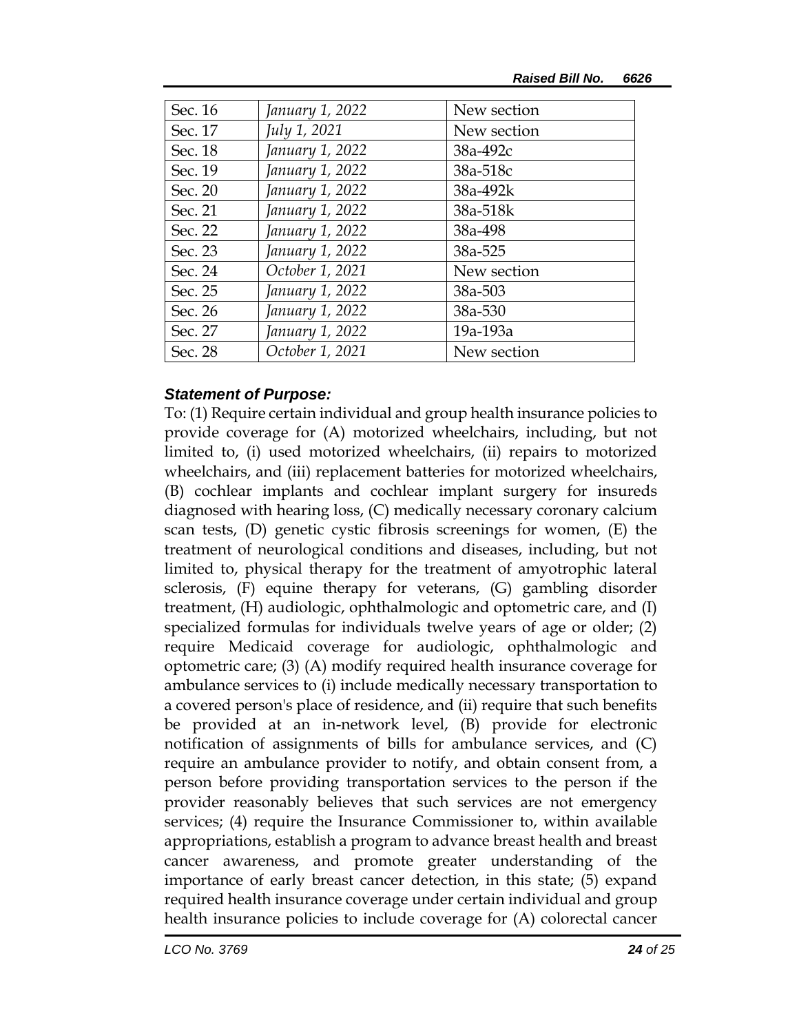| Sec. 16 | *January 1, 2022* | New section |
|---|---|---|
| Sec. 17 | *July 1, 2021* | New section |
| Sec. 18 | *January 1, 2022* | 38a-492c |
| Sec. 19 | *January 1, 2022* | 38a-518c |
| Sec. 20 | *January 1, 2022* | 38a-492k |
| Sec. 21 | *January 1, 2022* | 38a-518k |
| Sec. 22 | *January 1, 2022* | 38a-498 |
| Sec. 23 | *January 1, 2022* | 38a-525 |
| Sec. 24 | *October 1, 2021* | New section |
| Sec. 25 | *January 1, 2022* | 38a-503 |
| Sec. 26 | *January 1, 2022* | 38a-530 |
| Sec. 27 | *January 1, 2022* | 19a-193a |
| Sec. 28 | *October 1, 2021* | New section |

### *Statement of Purpose:*

To: (1) Require certain individual and group health insurance policies to provide coverage for (A) motorized wheelchairs, including, but not limited to, (i) used motorized wheelchairs, (ii) repairs to motorized wheelchairs, and (iii) replacement batteries for motorized wheelchairs, (B) cochlear implants and cochlear implant surgery for insureds diagnosed with hearing loss, (C) medically necessary coronary calcium scan tests, (D) genetic cystic fibrosis screenings for women, (E) the treatment of neurological conditions and diseases, including, but not limited to, physical therapy for the treatment of amyotrophic lateral sclerosis, (F) equine therapy for veterans, (G) gambling disorder treatment, (H) audiologic, ophthalmologic and optometric care, and (I) specialized formulas for individuals twelve years of age or older; (2) require Medicaid coverage for audiologic, ophthalmologic and optometric care; (3) (A) modify required health insurance coverage for ambulance services to (i) include medically necessary transportation to a covered person's place of residence, and (ii) require that such benefits be provided at an in-network level, (B) provide for electronic notification of assignments of bills for ambulance services, and (C) require an ambulance provider to notify, and obtain consent from, a person before providing transportation services to the person if the provider reasonably believes that such services are not emergency services; (4) require the Insurance Commissioner to, within available appropriations, establish a program to advance breast health and breast cancer awareness, and promote greater understanding of the importance of early breast cancer detection, in this state; (5) expand required health insurance coverage under certain individual and group health insurance policies to include coverage for (A) colorectal cancer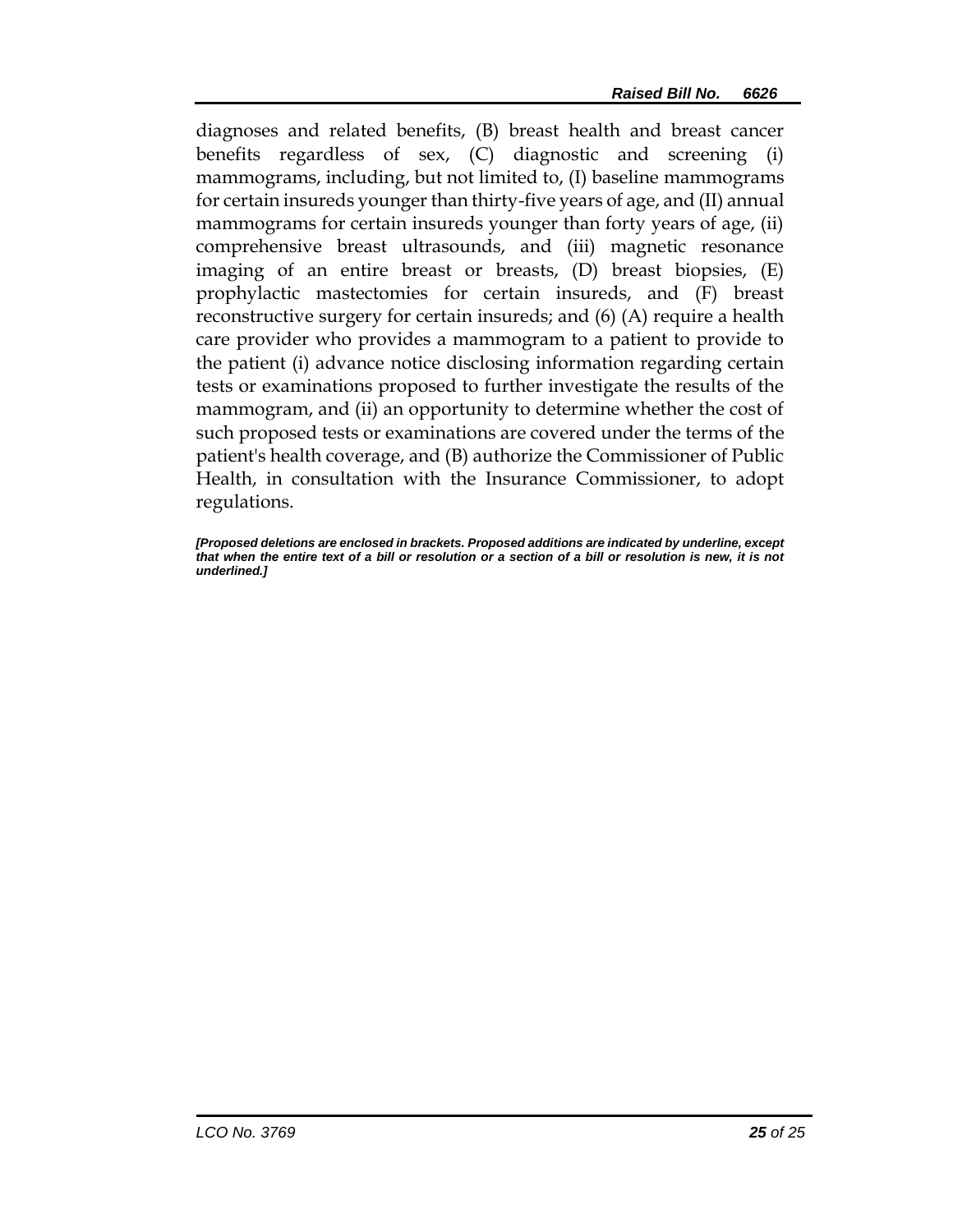diagnoses and related benefits, (B) breast health and breast cancer benefits regardless of sex, (C) diagnostic and screening (i) mammograms, including, but not limited to, (I) baseline mammograms for certain insureds younger than thirty-five years of age, and (II) annual mammograms for certain insureds younger than forty years of age, (ii) comprehensive breast ultrasounds, and (iii) magnetic resonance imaging of an entire breast or breasts, (D) breast biopsies, (E) prophylactic mastectomies for certain insureds, and (F) breast reconstructive surgery for certain insureds; and (6) (A) require a health care provider who provides a mammogram to a patient to provide to the patient (i) advance notice disclosing information regarding certain tests or examinations proposed to further investigate the results of the mammogram, and (ii) an opportunity to determine whether the cost of such proposed tests or examinations are covered under the terms of the patient's health coverage, and (B) authorize the Commissioner of Public Health, in consultation with the Insurance Commissioner, to adopt regulations.

***[Proposed deletions are enclosed in brackets. Proposed additions are indicated by underline, except that when the entire text of a bill or resolution or a section of a bill or resolution is new, it is not underlined.]***